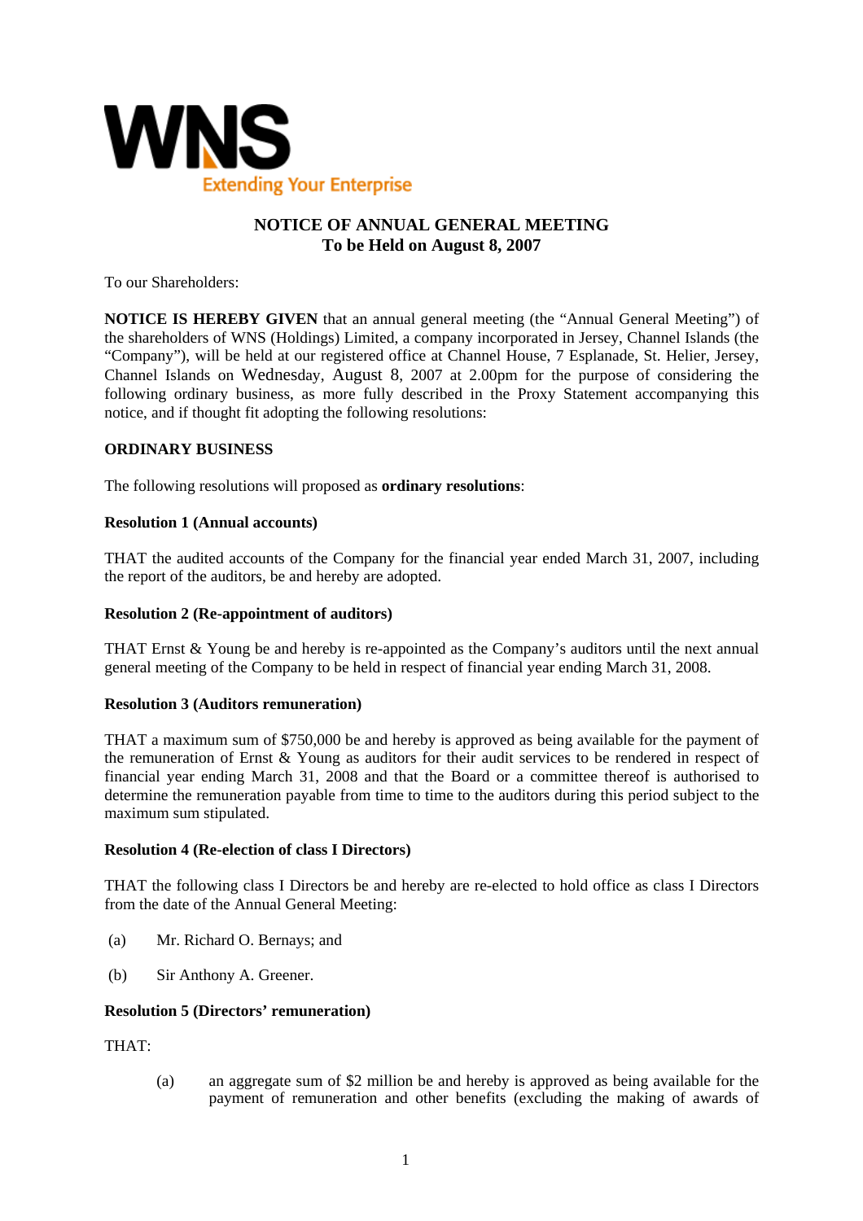WNS

Extending Your Enterprise

# NOTICE OF ANNUAL GENERAL MEETING
## To be Held on August 8, 2007

To our Shareholders:

**NOTICE IS HEREBY GIVEN** that an annual general meeting (the "Annual General Meeting") of the shareholders of WNS (Holdings) Limited, a company incorporated in Jersey, Channel Islands (the "Company"), will be held at our registered office at Channel House, 7 Esplanade, St. Helier, Jersey, Channel Islands on Wednesday, August 8, 2007 at 2.00pm for the purpose of considering the following ordinary business, as more fully described in the Proxy Statement accompanying this notice, and if thought fit adopting the following resolutions:

**ORDINARY BUSINESS**

The following resolutions will proposed as **ordinary resolutions**:

**Resolution 1 (Annual accounts)**

THAT the audited accounts of the Company for the financial year ended March 31, 2007, including the report of the auditors, be and hereby are adopted.

**Resolution 2 (Re-appointment of auditors)**

THAT Ernst & Young be and hereby is re-appointed as the Company's auditors until the next annual general meeting of the Company to be held in respect of financial year ending March 31, 2008.

**Resolution 3 (Auditors remuneration)**

THAT a maximum sum of $750,000 be and hereby is approved as being available for the payment of the remuneration of Ernst & Young as auditors for their audit services to be rendered in respect of financial year ending March 31, 2008 and that the Board or a committee thereof is authorised to determine the remuneration payable from time to time to the auditors during this period subject to the maximum sum stipulated.

**Resolution 4 (Re-election of class I Directors)**

THAT the following class I Directors be and hereby are re-elected to hold office as class I Directors from the date of the Annual General Meeting:

(a) Mr. Richard O. Bernays; and

(b) Sir Anthony A. Greener.

**Resolution 5 (Directors' remuneration)**

THAT:

(a) an aggregate sum of $2 million be and hereby is approved as being available for the payment of remuneration and other benefits (excluding the making of awards of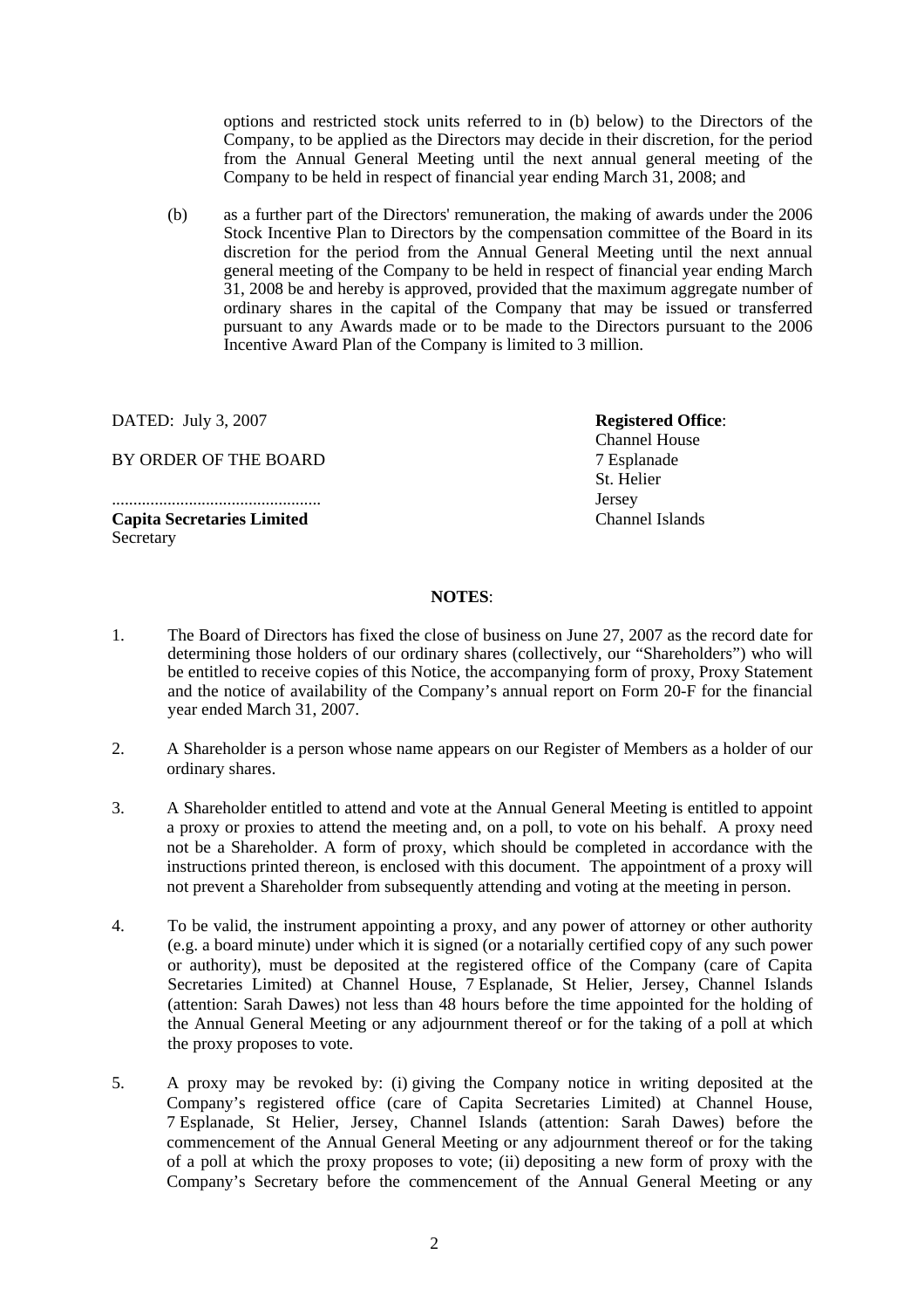options and restricted stock units referred to in (b) below) to the Directors of the Company, to be applied as the Directors may decide in their discretion, for the period from the Annual General Meeting until the next annual general meeting of the Company to be held in respect of financial year ending March 31, 2008; and

(b) as a further part of the Directors' remuneration, the making of awards under the 2006 Stock Incentive Plan to Directors by the compensation committee of the Board in its discretion for the period from the Annual General Meeting until the next annual general meeting of the Company to be held in respect of financial year ending March 31, 2008 be and hereby is approved, provided that the maximum aggregate number of ordinary shares in the capital of the Company that may be issued or transferred pursuant to any Awards made or to be made to the Directors pursuant to the 2006 Incentive Award Plan of the Company is limited to 3 million.

DATED: July 3, 2007

BY ORDER OF THE BOARD

................................................

**Capita Secretaries Limited**
Secretary

**Registered Office**:
Channel House
7 Esplanade
St. Helier
Jersey
Channel Islands

**NOTES**:

1. The Board of Directors has fixed the close of business on June 27, 2007 as the record date for determining those holders of our ordinary shares (collectively, our "Shareholders") who will be entitled to receive copies of this Notice, the accompanying form of proxy, Proxy Statement and the notice of availability of the Company's annual report on Form 20-F for the financial year ended March 31, 2007.

2. A Shareholder is a person whose name appears on our Register of Members as a holder of our ordinary shares.

3. A Shareholder entitled to attend and vote at the Annual General Meeting is entitled to appoint a proxy or proxies to attend the meeting and, on a poll, to vote on his behalf. A proxy need not be a Shareholder. A form of proxy, which should be completed in accordance with the instructions printed thereon, is enclosed with this document. The appointment of a proxy will not prevent a Shareholder from subsequently attending and voting at the meeting in person.

4. To be valid, the instrument appointing a proxy, and any power of attorney or other authority (e.g. a board minute) under which it is signed (or a notarially certified copy of any such power or authority), must be deposited at the registered office of the Company (care of Capita Secretaries Limited) at Channel House, 7 Esplanade, St Helier, Jersey, Channel Islands (attention: Sarah Dawes) not less than 48 hours before the time appointed for the holding of the Annual General Meeting or any adjournment thereof or for the taking of a poll at which the proxy proposes to vote.

5. A proxy may be revoked by: (i) giving the Company notice in writing deposited at the Company's registered office (care of Capita Secretaries Limited) at Channel House, 7 Esplanade, St Helier, Jersey, Channel Islands (attention: Sarah Dawes) before the commencement of the Annual General Meeting or any adjournment thereof or for the taking of a poll at which the proxy proposes to vote; (ii) depositing a new form of proxy with the Company's Secretary before the commencement of the Annual General Meeting or any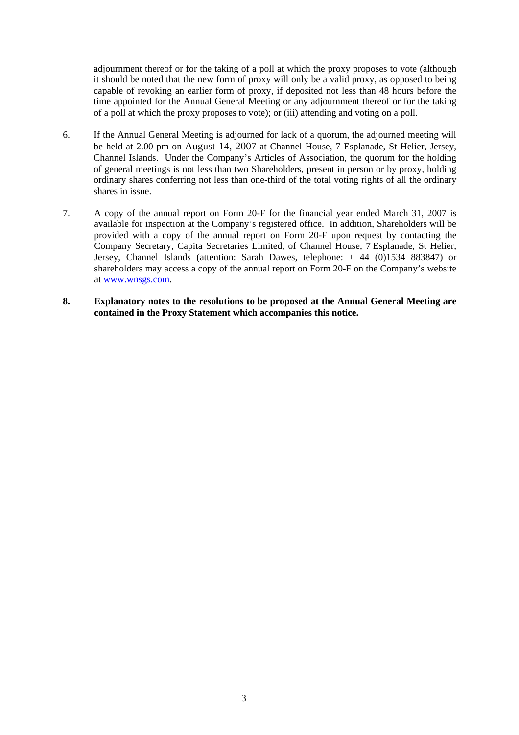adjournment thereof or for the taking of a poll at which the proxy proposes to vote (although it should be noted that the new form of proxy will only be a valid proxy, as opposed to being capable of revoking an earlier form of proxy, if deposited not less than 48 hours before the time appointed for the Annual General Meeting or any adjournment thereof or for the taking of a poll at which the proxy proposes to vote); or (iii) attending and voting on a poll.

6. If the Annual General Meeting is adjourned for lack of a quorum, the adjourned meeting will be held at 2.00 pm on August 14, 2007 at Channel House, 7 Esplanade, St Helier, Jersey, Channel Islands. Under the Company's Articles of Association, the quorum for the holding of general meetings is not less than two Shareholders, present in person or by proxy, holding ordinary shares conferring not less than one-third of the total voting rights of all the ordinary shares in issue.

7. A copy of the annual report on Form 20-F for the financial year ended March 31, 2007 is available for inspection at the Company's registered office. In addition, Shareholders will be provided with a copy of the annual report on Form 20-F upon request by contacting the Company Secretary, Capita Secretaries Limited, of Channel House, 7 Esplanade, St Helier, Jersey, Channel Islands (attention: Sarah Dawes, telephone: + 44 (0)1534 883847) or shareholders may access a copy of the annual report on Form 20-F on the Company's website at www.wnsgs.com.

8. **Explanatory notes to the resolutions to be proposed at the Annual General Meeting are contained in the Proxy Statement which accompanies this notice.**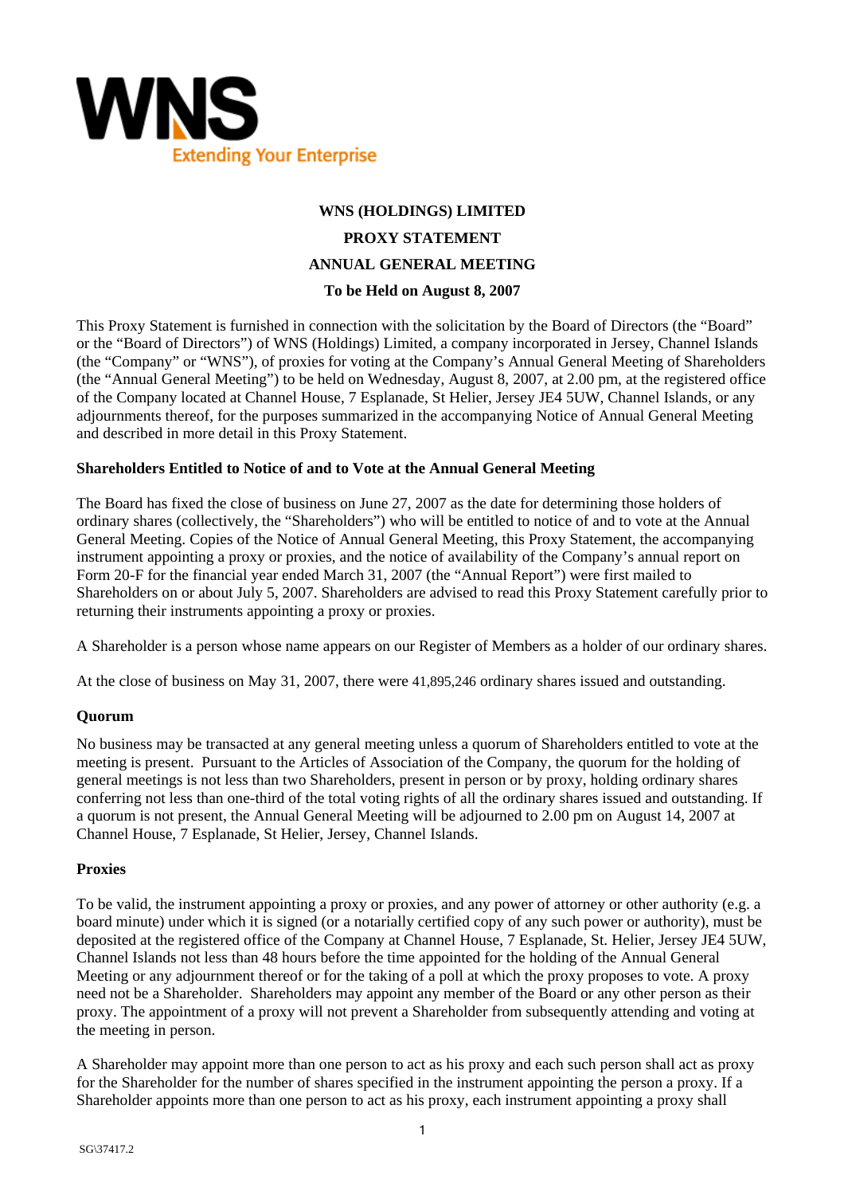**WNS**
Extending Your Enterprise

**WNS (HOLDINGS) LIMITED**

**PROXY STATEMENT**

**ANNUAL GENERAL MEETING**

**To be Held on August 8, 2007**

This Proxy Statement is furnished in connection with the solicitation by the Board of Directors (the "Board" or the "Board of Directors") of WNS (Holdings) Limited, a company incorporated in Jersey, Channel Islands (the "Company" or "WNS"), of proxies for voting at the Company's Annual General Meeting of Shareholders (the "Annual General Meeting") to be held on Wednesday, August 8, 2007, at 2.00 pm, at the registered office of the Company located at Channel House, 7 Esplanade, St Helier, Jersey JE4 5UW, Channel Islands, or any adjournments thereof, for the purposes summarized in the accompanying Notice of Annual General Meeting and described in more detail in this Proxy Statement.

### Shareholders Entitled to Notice of and to Vote at the Annual General Meeting

The Board has fixed the close of business on June 27, 2007 as the date for determining those holders of ordinary shares (collectively, the "Shareholders") who will be entitled to notice of and to vote at the Annual General Meeting. Copies of the Notice of Annual General Meeting, this Proxy Statement, the accompanying instrument appointing a proxy or proxies, and the notice of availability of the Company's annual report on Form 20-F for the financial year ended March 31, 2007 (the "Annual Report") were first mailed to Shareholders on or about July 5, 2007. Shareholders are advised to read this Proxy Statement carefully prior to returning their instruments appointing a proxy or proxies.

A Shareholder is a person whose name appears on our Register of Members as a holder of our ordinary shares.

At the close of business on May 31, 2007, there were 41,895,246 ordinary shares issued and outstanding.

### Quorum

No business may be transacted at any general meeting unless a quorum of Shareholders entitled to vote at the meeting is present. Pursuant to the Articles of Association of the Company, the quorum for the holding of general meetings is not less than two Shareholders, present in person or by proxy, holding ordinary shares conferring not less than one-third of the total voting rights of all the ordinary shares issued and outstanding. If a quorum is not present, the Annual General Meeting will be adjourned to 2.00 pm on August 14, 2007 at Channel House, 7 Esplanade, St Helier, Jersey, Channel Islands.

### Proxies

To be valid, the instrument appointing a proxy or proxies, and any power of attorney or other authority (e.g. a board minute) under which it is signed (or a notarially certified copy of any such power or authority), must be deposited at the registered office of the Company at Channel House, 7 Esplanade, St. Helier, Jersey JE4 5UW, Channel Islands not less than 48 hours before the time appointed for the holding of the Annual General Meeting or any adjournment thereof or for the taking of a poll at which the proxy proposes to vote. A proxy need not be a Shareholder. Shareholders may appoint any member of the Board or any other person as their proxy. The appointment of a proxy will not prevent a Shareholder from subsequently attending and voting at the meeting in person.

A Shareholder may appoint more than one person to act as his proxy and each such person shall act as proxy for the Shareholder for the number of shares specified in the instrument appointing the person a proxy. If a Shareholder appoints more than one person to act as his proxy, each instrument appointing a proxy shall

SG\37417.2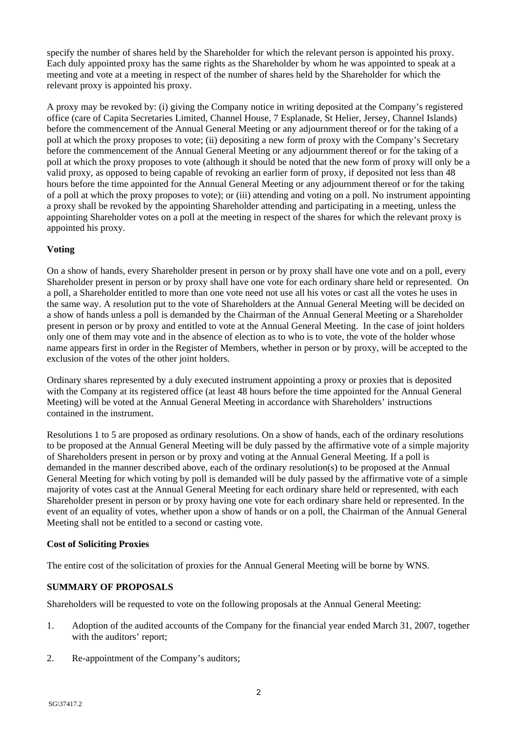specify the number of shares held by the Shareholder for which the relevant person is appointed his proxy. Each duly appointed proxy has the same rights as the Shareholder by whom he was appointed to speak at a meeting and vote at a meeting in respect of the number of shares held by the Shareholder for which the relevant proxy is appointed his proxy.

A proxy may be revoked by: (i) giving the Company notice in writing deposited at the Company's registered office (care of Capita Secretaries Limited, Channel House, 7 Esplanade, St Helier, Jersey, Channel Islands) before the commencement of the Annual General Meeting or any adjournment thereof or for the taking of a poll at which the proxy proposes to vote; (ii) depositing a new form of proxy with the Company's Secretary before the commencement of the Annual General Meeting or any adjournment thereof or for the taking of a poll at which the proxy proposes to vote (although it should be noted that the new form of proxy will only be a valid proxy, as opposed to being capable of revoking an earlier form of proxy, if deposited not less than 48 hours before the time appointed for the Annual General Meeting or any adjournment thereof or for the taking of a poll at which the proxy proposes to vote); or (iii) attending and voting on a poll. No instrument appointing a proxy shall be revoked by the appointing Shareholder attending and participating in a meeting, unless the appointing Shareholder votes on a poll at the meeting in respect of the shares for which the relevant proxy is appointed his proxy.

**Voting**

On a show of hands, every Shareholder present in person or by proxy shall have one vote and on a poll, every Shareholder present in person or by proxy shall have one vote for each ordinary share held or represented. On a poll, a Shareholder entitled to more than one vote need not use all his votes or cast all the votes he uses in the same way. A resolution put to the vote of Shareholders at the Annual General Meeting will be decided on a show of hands unless a poll is demanded by the Chairman of the Annual General Meeting or a Shareholder present in person or by proxy and entitled to vote at the Annual General Meeting. In the case of joint holders only one of them may vote and in the absence of election as to who is to vote, the vote of the holder whose name appears first in order in the Register of Members, whether in person or by proxy, will be accepted to the exclusion of the votes of the other joint holders.

Ordinary shares represented by a duly executed instrument appointing a proxy or proxies that is deposited with the Company at its registered office (at least 48 hours before the time appointed for the Annual General Meeting) will be voted at the Annual General Meeting in accordance with Shareholders' instructions contained in the instrument.

Resolutions 1 to 5 are proposed as ordinary resolutions. On a show of hands, each of the ordinary resolutions to be proposed at the Annual General Meeting will be duly passed by the affirmative vote of a simple majority of Shareholders present in person or by proxy and voting at the Annual General Meeting. If a poll is demanded in the manner described above, each of the ordinary resolution(s) to be proposed at the Annual General Meeting for which voting by poll is demanded will be duly passed by the affirmative vote of a simple majority of votes cast at the Annual General Meeting for each ordinary share held or represented, with each Shareholder present in person or by proxy having one vote for each ordinary share held or represented. In the event of an equality of votes, whether upon a show of hands or on a poll, the Chairman of the Annual General Meeting shall not be entitled to a second or casting vote.

**Cost of Soliciting Proxies**

The entire cost of the solicitation of proxies for the Annual General Meeting will be borne by WNS.

**SUMMARY OF PROPOSALS**

Shareholders will be requested to vote on the following proposals at the Annual General Meeting:

1. Adoption of the audited accounts of the Company for the financial year ended March 31, 2007, together with the auditors' report;
2. Re-appointment of the Company's auditors;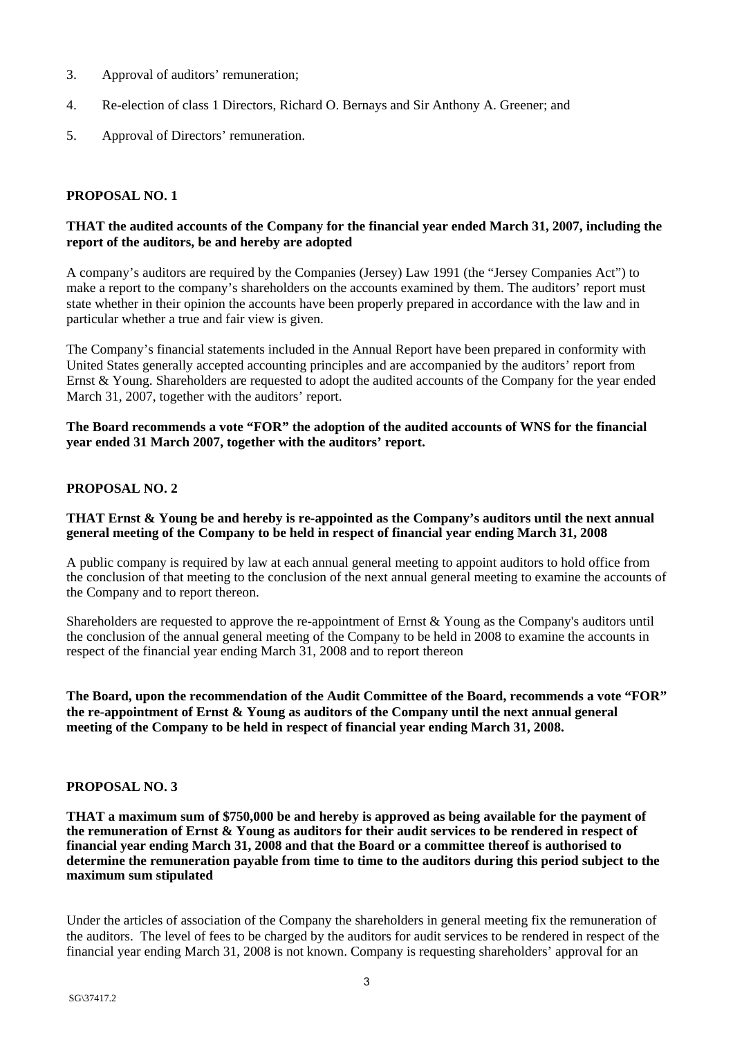3. Approval of auditors' remuneration;
4. Re-election of class 1 Directors, Richard O. Bernays and Sir Anthony A. Greener; and
5. Approval of Directors' remuneration.

**PROPOSAL NO. 1**

**THAT the audited accounts of the Company for the financial year ended March 31, 2007, including the report of the auditors, be and hereby are adopted**

A company's auditors are required by the Companies (Jersey) Law 1991 (the "Jersey Companies Act") to make a report to the company's shareholders on the accounts examined by them. The auditors' report must state whether in their opinion the accounts have been properly prepared in accordance with the law and in particular whether a true and fair view is given.

The Company's financial statements included in the Annual Report have been prepared in conformity with United States generally accepted accounting principles and are accompanied by the auditors' report from Ernst & Young. Shareholders are requested to adopt the audited accounts of the Company for the year ended March 31, 2007, together with the auditors' report.

**The Board recommends a vote "FOR" the adoption of the audited accounts of WNS for the financial year ended 31 March 2007, together with the auditors' report.**

**PROPOSAL NO. 2**

**THAT Ernst & Young be and hereby is re-appointed as the Company's auditors until the next annual general meeting of the Company to be held in respect of financial year ending March 31, 2008**

A public company is required by law at each annual general meeting to appoint auditors to hold office from the conclusion of that meeting to the conclusion of the next annual general meeting to examine the accounts of the Company and to report thereon.

Shareholders are requested to approve the re-appointment of Ernst & Young as the Company's auditors until the conclusion of the annual general meeting of the Company to be held in 2008 to examine the accounts in respect of the financial year ending March 31, 2008 and to report thereon

**The Board, upon the recommendation of the Audit Committee of the Board, recommends a vote "FOR" the re-appointment of Ernst & Young as auditors of the Company until the next annual general meeting of the Company to be held in respect of financial year ending March 31, 2008.**

**PROPOSAL NO. 3**

**THAT a maximum sum of $750,000 be and hereby is approved as being available for the payment of the remuneration of Ernst & Young as auditors for their audit services to be rendered in respect of financial year ending March 31, 2008 and that the Board or a committee thereof is authorised to determine the remuneration payable from time to time to the auditors during this period subject to the maximum sum stipulated**

Under the articles of association of the Company the shareholders in general meeting fix the remuneration of the auditors. The level of fees to be charged by the auditors for audit services to be rendered in respect of the financial year ending March 31, 2008 is not known. Company is requesting shareholders' approval for an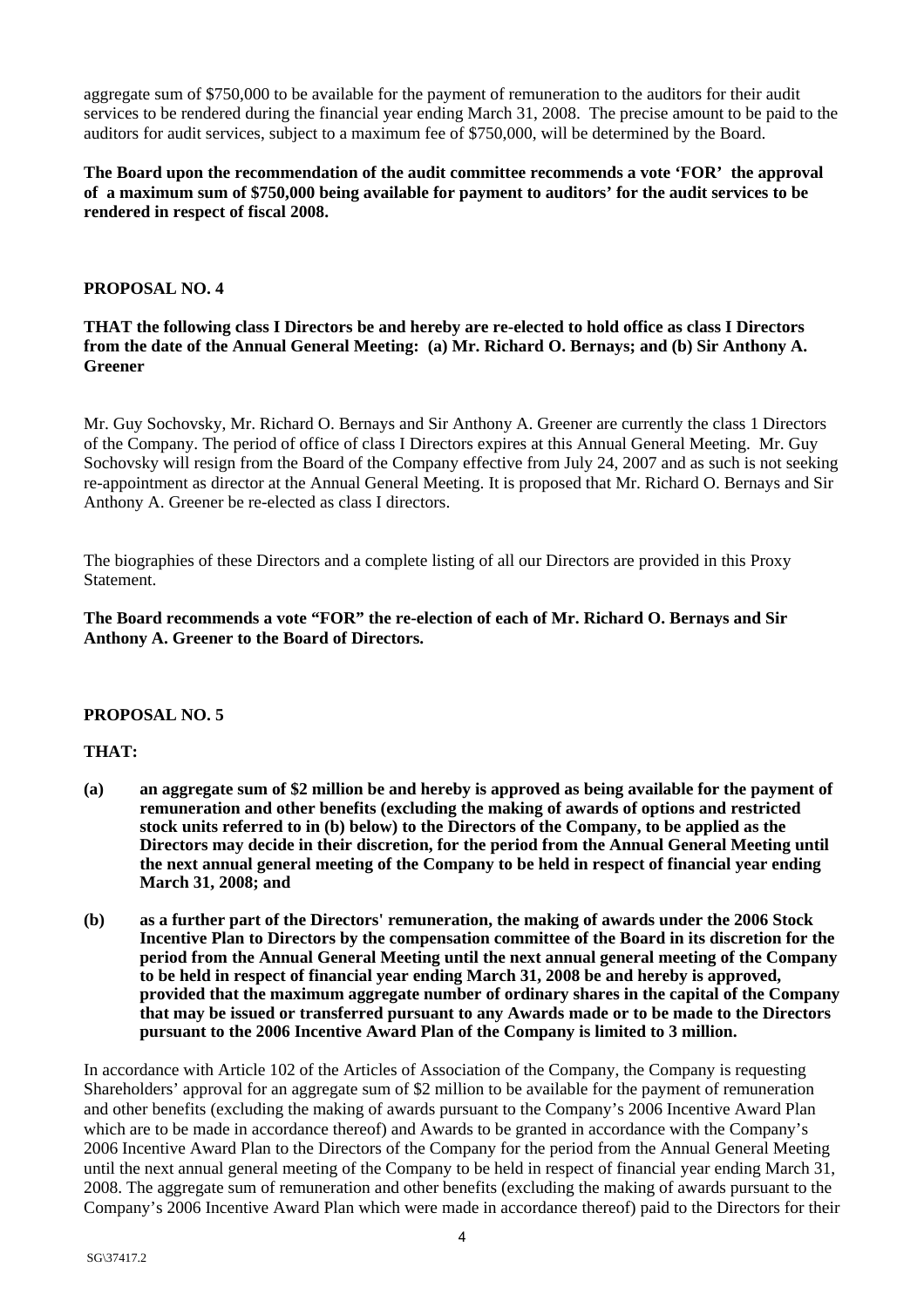aggregate sum of $750,000 to be available for the payment of remuneration to the auditors for their audit services to be rendered during the financial year ending March 31, 2008. The precise amount to be paid to the auditors for audit services, subject to a maximum fee of $750,000, will be determined by the Board.

**The Board upon the recommendation of the audit committee recommends a vote 'FOR' the approval of a maximum sum of $750,000 being available for payment to auditors' for the audit services to be rendered in respect of fiscal 2008.**

**PROPOSAL NO. 4**

**THAT the following class I Directors be and hereby are re-elected to hold office as class I Directors from the date of the Annual General Meeting: (a) Mr. Richard O. Bernays; and (b) Sir Anthony A. Greener**

Mr. Guy Sochovsky, Mr. Richard O. Bernays and Sir Anthony A. Greener are currently the class 1 Directors of the Company. The period of office of class I Directors expires at this Annual General Meeting. Mr. Guy Sochovsky will resign from the Board of the Company effective from July 24, 2007 and as such is not seeking re-appointment as director at the Annual General Meeting. It is proposed that Mr. Richard O. Bernays and Sir Anthony A. Greener be re-elected as class I directors.

The biographies of these Directors and a complete listing of all our Directors are provided in this Proxy Statement.

**The Board recommends a vote "FOR" the re-election of each of Mr. Richard O. Bernays and Sir Anthony A. Greener to the Board of Directors.**

**PROPOSAL NO. 5**

**THAT:**

**(a) an aggregate sum of $2 million be and hereby is approved as being available for the payment of remuneration and other benefits (excluding the making of awards of options and restricted stock units referred to in (b) below) to the Directors of the Company, to be applied as the Directors may decide in their discretion, for the period from the Annual General Meeting until the next annual general meeting of the Company to be held in respect of financial year ending March 31, 2008; and**

**(b) as a further part of the Directors' remuneration, the making of awards under the 2006 Stock Incentive Plan to Directors by the compensation committee of the Board in its discretion for the period from the Annual General Meeting until the next annual general meeting of the Company to be held in respect of financial year ending March 31, 2008 be and hereby is approved, provided that the maximum aggregate number of ordinary shares in the capital of the Company that may be issued or transferred pursuant to any Awards made or to be made to the Directors pursuant to the 2006 Incentive Award Plan of the Company is limited to 3 million.**

In accordance with Article 102 of the Articles of Association of the Company, the Company is requesting Shareholders' approval for an aggregate sum of $2 million to be available for the payment of remuneration and other benefits (excluding the making of awards pursuant to the Company's 2006 Incentive Award Plan which are to be made in accordance thereof) and Awards to be granted in accordance with the Company's 2006 Incentive Award Plan to the Directors of the Company for the period from the Annual General Meeting until the next annual general meeting of the Company to be held in respect of financial year ending March 31, 2008. The aggregate sum of remuneration and other benefits (excluding the making of awards pursuant to the Company's 2006 Incentive Award Plan which were made in accordance thereof) paid to the Directors for their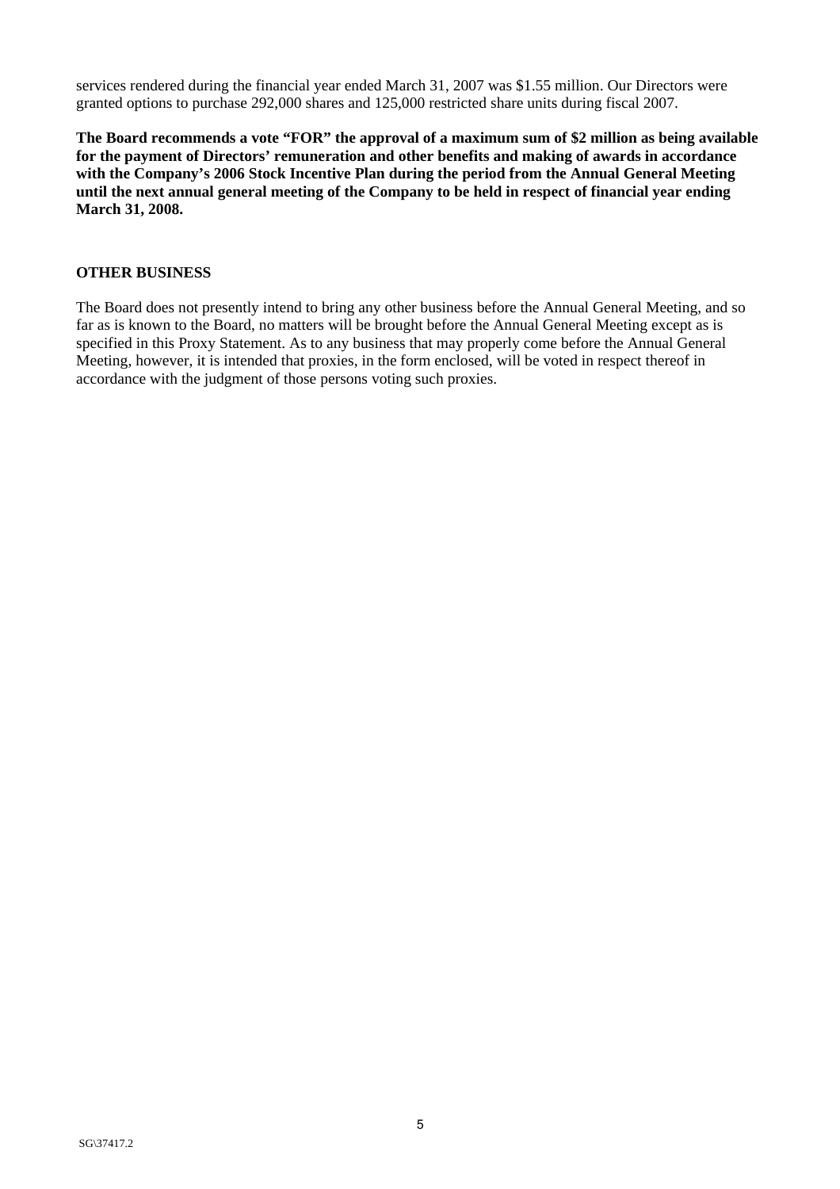services rendered during the financial year ended March 31, 2007 was $1.55 million. Our Directors were granted options to purchase 292,000 shares and 125,000 restricted share units during fiscal 2007.

**The Board recommends a vote "FOR" the approval of a maximum sum of $2 million as being available for the payment of Directors' remuneration and other benefits and making of awards in accordance with the Company's 2006 Stock Incentive Plan during the period from the Annual General Meeting until the next annual general meeting of the Company to be held in respect of financial year ending March 31, 2008.**

## OTHER BUSINESS

The Board does not presently intend to bring any other business before the Annual General Meeting, and so far as is known to the Board, no matters will be brought before the Annual General Meeting except as is specified in this Proxy Statement. As to any business that may properly come before the Annual General Meeting, however, it is intended that proxies, in the form enclosed, will be voted in respect thereof in accordance with the judgment of those persons voting such proxies.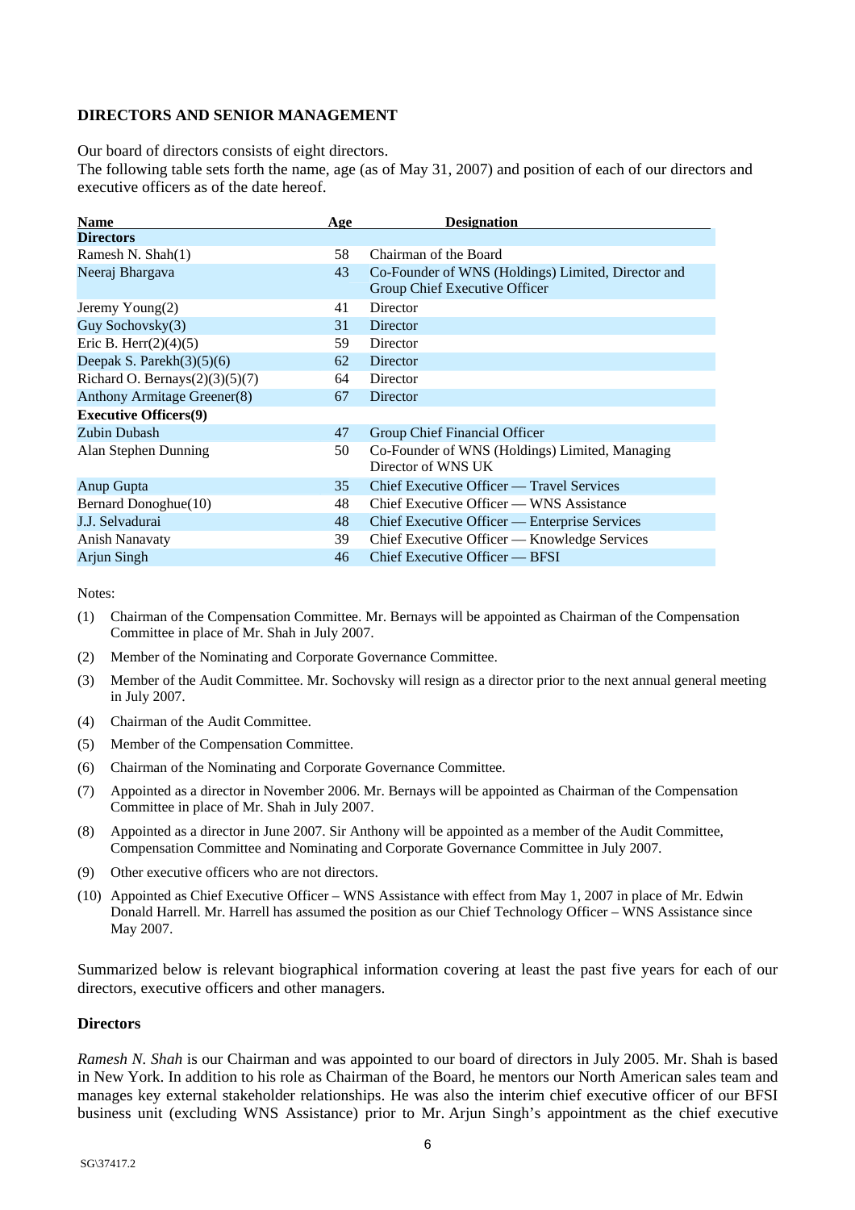**DIRECTORS AND SENIOR MANAGEMENT**

Our board of directors consists of eight directors.
The following table sets forth the name, age (as of May 31, 2007) and position of each of our directors and executive officers as of the date hereof.

| Name | Age | Designation |
|---|---|---|
| **Directors** | | |
| Ramesh N. Shah(1) | 58 | Chairman of the Board |
| Neeraj Bhargava | 43 | Co-Founder of WNS (Holdings) Limited, Director and Group Chief Executive Officer |
| Jeremy Young(2) | 41 | Director |
| Guy Sochovsky(3) | 31 | Director |
| Eric B. Herr(2)(4)(5) | 59 | Director |
| Deepak S. Parekh(3)(5)(6) | 62 | Director |
| Richard O. Bernays(2)(3)(5)(7) | 64 | Director |
| Anthony Armitage Greener(8) | 67 | Director |
| **Executive Officers(9)** | | |
| Zubin Dubash | 47 | Group Chief Financial Officer |
| Alan Stephen Dunning | 50 | Co-Founder of WNS (Holdings) Limited, Managing Director of WNS UK |
| Anup Gupta | 35 | Chief Executive Officer — Travel Services |
| Bernard Donoghue(10) | 48 | Chief Executive Officer — WNS Assistance |
| J.J. Selvadurai | 48 | Chief Executive Officer — Enterprise Services |
| Anish Nanavaty | 39 | Chief Executive Officer — Knowledge Services |
| Arjun Singh | 46 | Chief Executive Officer — BFSI |

Notes:

(1) Chairman of the Compensation Committee. Mr. Bernays will be appointed as Chairman of the Compensation Committee in place of Mr. Shah in July 2007.

(2) Member of the Nominating and Corporate Governance Committee.

(3) Member of the Audit Committee. Mr. Sochovsky will resign as a director prior to the next annual general meeting in July 2007.

(4) Chairman of the Audit Committee.

(5) Member of the Compensation Committee.

(6) Chairman of the Nominating and Corporate Governance Committee.

(7) Appointed as a director in November 2006. Mr. Bernays will be appointed as Chairman of the Compensation Committee in place of Mr. Shah in July 2007.

(8) Appointed as a director in June 2007. Sir Anthony will be appointed as a member of the Audit Committee, Compensation Committee and Nominating and Corporate Governance Committee in July 2007.

(9) Other executive officers who are not directors.

(10) Appointed as Chief Executive Officer – WNS Assistance with effect from May 1, 2007 in place of Mr. Edwin Donald Harrell. Mr. Harrell has assumed the position as our Chief Technology Officer – WNS Assistance since May 2007.

Summarized below is relevant biographical information covering at least the past five years for each of our directors, executive officers and other managers.

**Directors**

*Ramesh N. Shah* is our Chairman and was appointed to our board of directors in July 2005. Mr. Shah is based in New York. In addition to his role as Chairman of the Board, he mentors our North American sales team and manages key external stakeholder relationships. He was also the interim chief executive officer of our BFSI business unit (excluding WNS Assistance) prior to Mr. Arjun Singh's appointment as the chief executive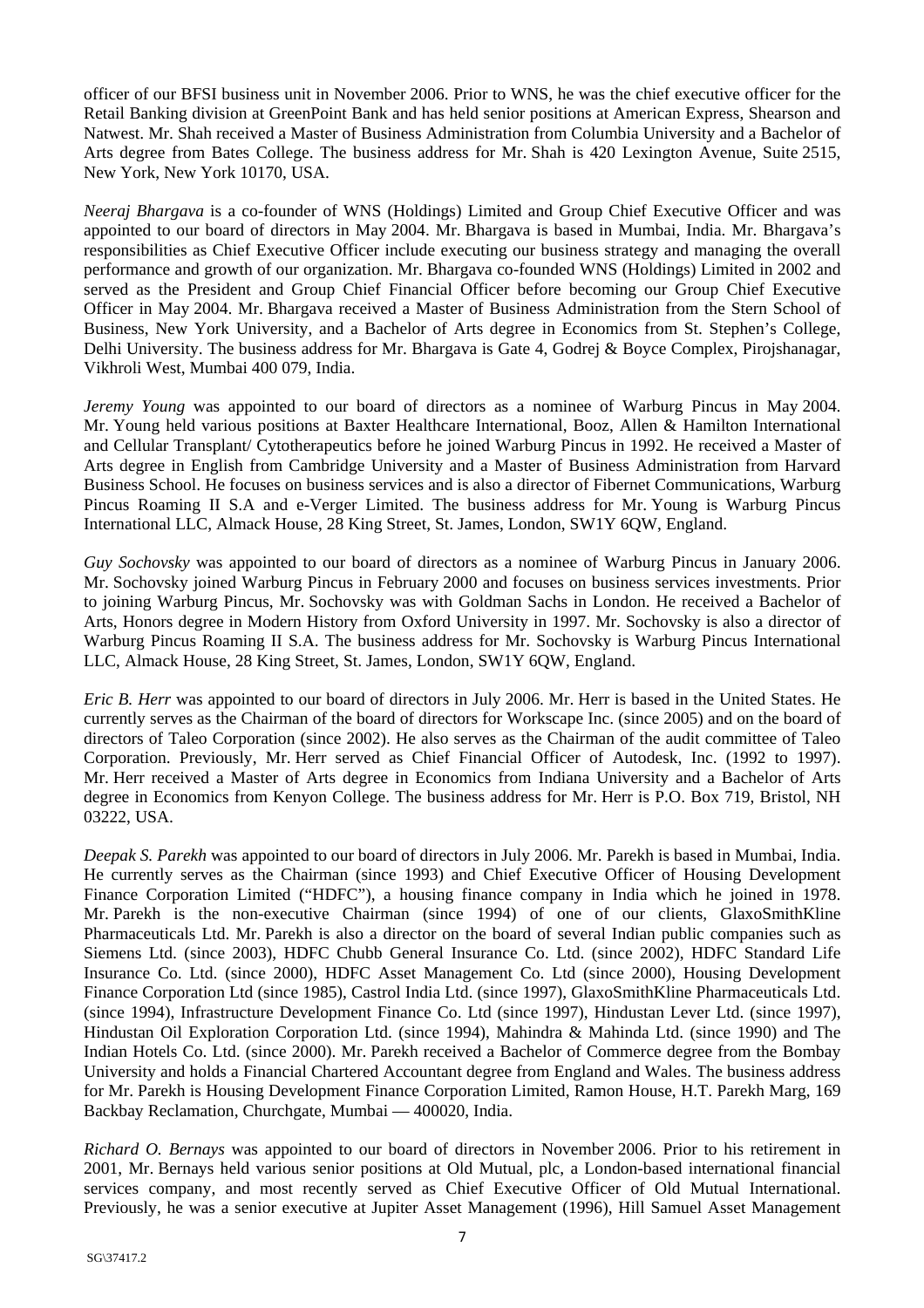officer of our BFSI business unit in November 2006. Prior to WNS, he was the chief executive officer for the Retail Banking division at GreenPoint Bank and has held senior positions at American Express, Shearson and Natwest. Mr. Shah received a Master of Business Administration from Columbia University and a Bachelor of Arts degree from Bates College. The business address for Mr. Shah is 420 Lexington Avenue, Suite 2515, New York, New York 10170, USA.

*Neeraj Bhargava* is a co-founder of WNS (Holdings) Limited and Group Chief Executive Officer and was appointed to our board of directors in May 2004. Mr. Bhargava is based in Mumbai, India. Mr. Bhargava's responsibilities as Chief Executive Officer include executing our business strategy and managing the overall performance and growth of our organization. Mr. Bhargava co-founded WNS (Holdings) Limited in 2002 and served as the President and Group Chief Financial Officer before becoming our Group Chief Executive Officer in May 2004. Mr. Bhargava received a Master of Business Administration from the Stern School of Business, New York University, and a Bachelor of Arts degree in Economics from St. Stephen's College, Delhi University. The business address for Mr. Bhargava is Gate 4, Godrej & Boyce Complex, Pirojshanagar, Vikhroli West, Mumbai 400 079, India.

*Jeremy Young* was appointed to our board of directors as a nominee of Warburg Pincus in May 2004. Mr. Young held various positions at Baxter Healthcare International, Booz, Allen & Hamilton International and Cellular Transplant/ Cytotherapeutics before he joined Warburg Pincus in 1992. He received a Master of Arts degree in English from Cambridge University and a Master of Business Administration from Harvard Business School. He focuses on business services and is also a director of Fibernet Communications, Warburg Pincus Roaming II S.A and e-Verger Limited. The business address for Mr. Young is Warburg Pincus International LLC, Almack House, 28 King Street, St. James, London, SW1Y 6QW, England.

*Guy Sochovsky* was appointed to our board of directors as a nominee of Warburg Pincus in January 2006. Mr. Sochovsky joined Warburg Pincus in February 2000 and focuses on business services investments. Prior to joining Warburg Pincus, Mr. Sochovsky was with Goldman Sachs in London. He received a Bachelor of Arts, Honors degree in Modern History from Oxford University in 1997. Mr. Sochovsky is also a director of Warburg Pincus Roaming II S.A. The business address for Mr. Sochovsky is Warburg Pincus International LLC, Almack House, 28 King Street, St. James, London, SW1Y 6QW, England.

*Eric B. Herr* was appointed to our board of directors in July 2006. Mr. Herr is based in the United States. He currently serves as the Chairman of the board of directors for Workscape Inc. (since 2005) and on the board of directors of Taleo Corporation (since 2002). He also serves as the Chairman of the audit committee of Taleo Corporation. Previously, Mr. Herr served as Chief Financial Officer of Autodesk, Inc. (1992 to 1997). Mr. Herr received a Master of Arts degree in Economics from Indiana University and a Bachelor of Arts degree in Economics from Kenyon College. The business address for Mr. Herr is P.O. Box 719, Bristol, NH 03222, USA.

*Deepak S. Parekh* was appointed to our board of directors in July 2006. Mr. Parekh is based in Mumbai, India. He currently serves as the Chairman (since 1993) and Chief Executive Officer of Housing Development Finance Corporation Limited ("HDFC"), a housing finance company in India which he joined in 1978. Mr. Parekh is the non-executive Chairman (since 1994) of one of our clients, GlaxoSmithKline Pharmaceuticals Ltd. Mr. Parekh is also a director on the board of several Indian public companies such as Siemens Ltd. (since 2003), HDFC Chubb General Insurance Co. Ltd. (since 2002), HDFC Standard Life Insurance Co. Ltd. (since 2000), HDFC Asset Management Co. Ltd (since 2000), Housing Development Finance Corporation Ltd (since 1985), Castrol India Ltd. (since 1997), GlaxoSmithKline Pharmaceuticals Ltd. (since 1994), Infrastructure Development Finance Co. Ltd (since 1997), Hindustan Lever Ltd. (since 1997), Hindustan Oil Exploration Corporation Ltd. (since 1994), Mahindra & Mahinda Ltd. (since 1990) and The Indian Hotels Co. Ltd. (since 2000). Mr. Parekh received a Bachelor of Commerce degree from the Bombay University and holds a Financial Chartered Accountant degree from England and Wales. The business address for Mr. Parekh is Housing Development Finance Corporation Limited, Ramon House, H.T. Parekh Marg, 169 Backbay Reclamation, Churchgate, Mumbai — 400020, India.

*Richard O. Bernays* was appointed to our board of directors in November 2006. Prior to his retirement in 2001, Mr. Bernays held various senior positions at Old Mutual, plc, a London-based international financial services company, and most recently served as Chief Executive Officer of Old Mutual International. Previously, he was a senior executive at Jupiter Asset Management (1996), Hill Samuel Asset Management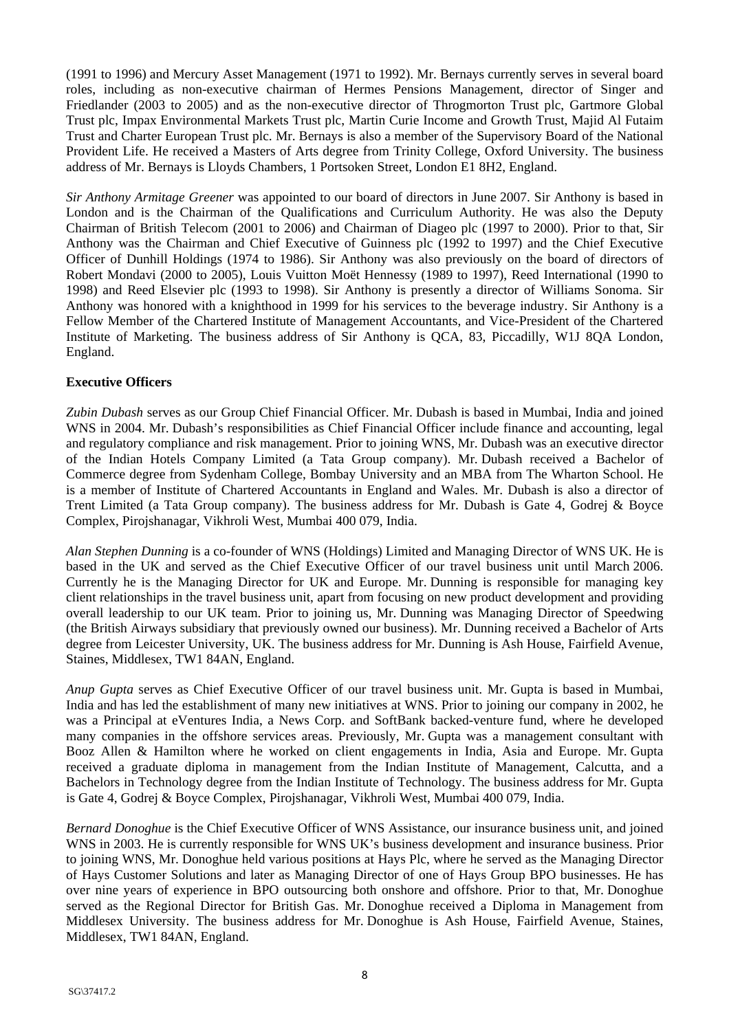(1991 to 1996) and Mercury Asset Management (1971 to 1992). Mr. Bernays currently serves in several board roles, including as non-executive chairman of Hermes Pensions Management, director of Singer and Friedlander (2003 to 2005) and as the non-executive director of Throgmorton Trust plc, Gartmore Global Trust plc, Impax Environmental Markets Trust plc, Martin Curie Income and Growth Trust, Majid Al Futaim Trust and Charter European Trust plc. Mr. Bernays is also a member of the Supervisory Board of the National Provident Life. He received a Masters of Arts degree from Trinity College, Oxford University. The business address of Mr. Bernays is Lloyds Chambers, 1 Portsoken Street, London E1 8H2, England.

*Sir Anthony Armitage Greener* was appointed to our board of directors in June 2007. Sir Anthony is based in London and is the Chairman of the Qualifications and Curriculum Authority. He was also the Deputy Chairman of British Telecom (2001 to 2006) and Chairman of Diageo plc (1997 to 2000). Prior to that, Sir Anthony was the Chairman and Chief Executive of Guinness plc (1992 to 1997) and the Chief Executive Officer of Dunhill Holdings (1974 to 1986). Sir Anthony was also previously on the board of directors of Robert Mondavi (2000 to 2005), Louis Vuitton Moët Hennessy (1989 to 1997), Reed International (1990 to 1998) and Reed Elsevier plc (1993 to 1998). Sir Anthony is presently a director of Williams Sonoma. Sir Anthony was honored with a knighthood in 1999 for his services to the beverage industry. Sir Anthony is a Fellow Member of the Chartered Institute of Management Accountants, and Vice-President of the Chartered Institute of Marketing. The business address of Sir Anthony is QCA, 83, Piccadilly, W1J 8QA London, England.

**Executive Officers**

*Zubin Dubash* serves as our Group Chief Financial Officer. Mr. Dubash is based in Mumbai, India and joined WNS in 2004. Mr. Dubash's responsibilities as Chief Financial Officer include finance and accounting, legal and regulatory compliance and risk management. Prior to joining WNS, Mr. Dubash was an executive director of the Indian Hotels Company Limited (a Tata Group company). Mr. Dubash received a Bachelor of Commerce degree from Sydenham College, Bombay University and an MBA from The Wharton School. He is a member of Institute of Chartered Accountants in England and Wales. Mr. Dubash is also a director of Trent Limited (a Tata Group company). The business address for Mr. Dubash is Gate 4, Godrej & Boyce Complex, Pirojshanagar, Vikhroli West, Mumbai 400 079, India.

*Alan Stephen Dunning* is a co-founder of WNS (Holdings) Limited and Managing Director of WNS UK. He is based in the UK and served as the Chief Executive Officer of our travel business unit until March 2006. Currently he is the Managing Director for UK and Europe. Mr. Dunning is responsible for managing key client relationships in the travel business unit, apart from focusing on new product development and providing overall leadership to our UK team. Prior to joining us, Mr. Dunning was Managing Director of Speedwing (the British Airways subsidiary that previously owned our business). Mr. Dunning received a Bachelor of Arts degree from Leicester University, UK. The business address for Mr. Dunning is Ash House, Fairfield Avenue, Staines, Middlesex, TW1 84AN, England.

*Anup Gupta* serves as Chief Executive Officer of our travel business unit. Mr. Gupta is based in Mumbai, India and has led the establishment of many new initiatives at WNS. Prior to joining our company in 2002, he was a Principal at eVentures India, a News Corp. and SoftBank backed-venture fund, where he developed many companies in the offshore services areas. Previously, Mr. Gupta was a management consultant with Booz Allen & Hamilton where he worked on client engagements in India, Asia and Europe. Mr. Gupta received a graduate diploma in management from the Indian Institute of Management, Calcutta, and a Bachelors in Technology degree from the Indian Institute of Technology. The business address for Mr. Gupta is Gate 4, Godrej & Boyce Complex, Pirojshanagar, Vikhroli West, Mumbai 400 079, India.

*Bernard Donoghue* is the Chief Executive Officer of WNS Assistance, our insurance business unit, and joined WNS in 2003. He is currently responsible for WNS UK's business development and insurance business. Prior to joining WNS, Mr. Donoghue held various positions at Hays Plc, where he served as the Managing Director of Hays Customer Solutions and later as Managing Director of one of Hays Group BPO businesses. He has over nine years of experience in BPO outsourcing both onshore and offshore. Prior to that, Mr. Donoghue served as the Regional Director for British Gas. Mr. Donoghue received a Diploma in Management from Middlesex University. The business address for Mr. Donoghue is Ash House, Fairfield Avenue, Staines, Middlesex, TW1 84AN, England.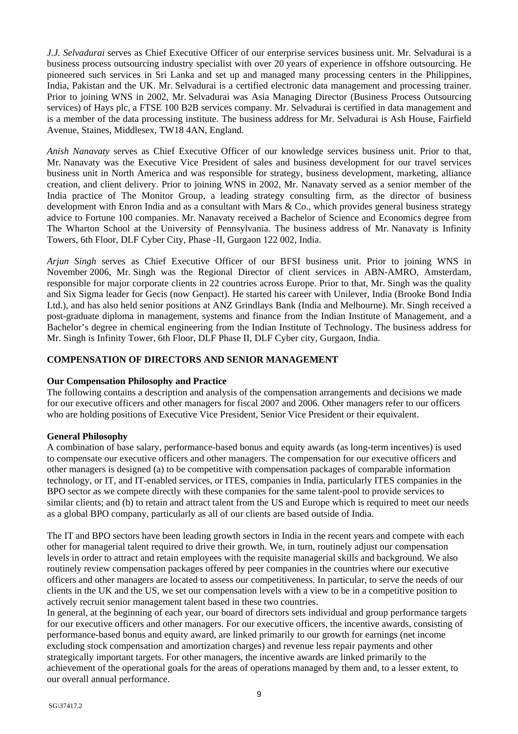*J.J. Selvadurai* serves as Chief Executive Officer of our enterprise services business unit. Mr. Selvadurai is a business process outsourcing industry specialist with over 20 years of experience in offshore outsourcing. He pioneered such services in Sri Lanka and set up and managed many processing centers in the Philippines, India, Pakistan and the UK. Mr. Selvadurai is a certified electronic data management and processing trainer. Prior to joining WNS in 2002, Mr. Selvadurai was Asia Managing Director (Business Process Outsourcing services) of Hays plc, a FTSE 100 B2B services company. Mr. Selvadurai is certified in data management and is a member of the data processing institute. The business address for Mr. Selvadurai is Ash House, Fairfield Avenue, Staines, Middlesex, TW18 4AN, England.

*Anish Nanavaty* serves as Chief Executive Officer of our knowledge services business unit. Prior to that, Mr. Nanavaty was the Executive Vice President of sales and business development for our travel services business unit in North America and was responsible for strategy, business development, marketing, alliance creation, and client delivery. Prior to joining WNS in 2002, Mr. Nanavaty served as a senior member of the India practice of The Monitor Group, a leading strategy consulting firm, as the director of business development with Enron India and as a consultant with Mars & Co., which provides general business strategy advice to Fortune 100 companies. Mr. Nanavaty received a Bachelor of Science and Economics degree from The Wharton School at the University of Pennsylvania. The business address of Mr. Nanavaty is Infinity Towers, 6th Floor, DLF Cyber City, Phase -II, Gurgaon 122 002, India.

*Arjun Singh* serves as Chief Executive Officer of our BFSI business unit. Prior to joining WNS in November 2006, Mr. Singh was the Regional Director of client services in ABN-AMRO, Amsterdam, responsible for major corporate clients in 22 countries across Europe. Prior to that, Mr. Singh was the quality and Six Sigma leader for Gecis (now Genpact). He started his career with Unilever, India (Brooke Bond India Ltd.), and has also held senior positions at ANZ Grindlays Bank (India and Melbourne). Mr. Singh received a post-graduate diploma in management, systems and finance from the Indian Institute of Management, and a Bachelor's degree in chemical engineering from the Indian Institute of Technology. The business address for Mr. Singh is Infinity Tower, 6th Floor, DLF Phase II, DLF Cyber city, Gurgaon, India.

## COMPENSATION OF DIRECTORS AND SENIOR MANAGEMENT

### Our Compensation Philosophy and Practice

The following contains a description and analysis of the compensation arrangements and decisions we made for our executive officers and other managers for fiscal 2007 and 2006. Other managers refer to our officers who are holding positions of Executive Vice President, Senior Vice President or their equivalent.

### General Philosophy

A combination of base salary, performance-based bonus and equity awards (as long-term incentives) is used to compensate our executive officers and other managers. The compensation for our executive officers and other managers is designed (a) to be competitive with compensation packages of comparable information technology, or IT, and IT-enabled services, or ITES, companies in India, particularly ITES companies in the BPO sector as we compete directly with these companies for the same talent-pool to provide services to similar clients; and (b) to retain and attract talent from the US and Europe which is required to meet our needs as a global BPO company, particularly as all of our clients are based outside of India.

The IT and BPO sectors have been leading growth sectors in India in the recent years and compete with each other for managerial talent required to drive their growth. We, in turn, routinely adjust our compensation levels in order to attract and retain employees with the requisite managerial skills and background. We also routinely review compensation packages offered by peer companies in the countries where our executive officers and other managers are located to assess our competitiveness. In particular, to serve the needs of our clients in the UK and the US, we set our compensation levels with a view to be in a competitive position to actively recruit senior management talent based in these two countries.

In general, at the beginning of each year, our board of directors sets individual and group performance targets for our executive officers and other managers. For our executive officers, the incentive awards, consisting of performance-based bonus and equity award, are linked primarily to our growth for earnings (net income excluding stock compensation and amortization charges) and revenue less repair payments and other strategically important targets. For other managers, the incentive awards are linked primarily to the achievement of the operational goals for the areas of operations managed by them and, to a lesser extent, to our overall annual performance.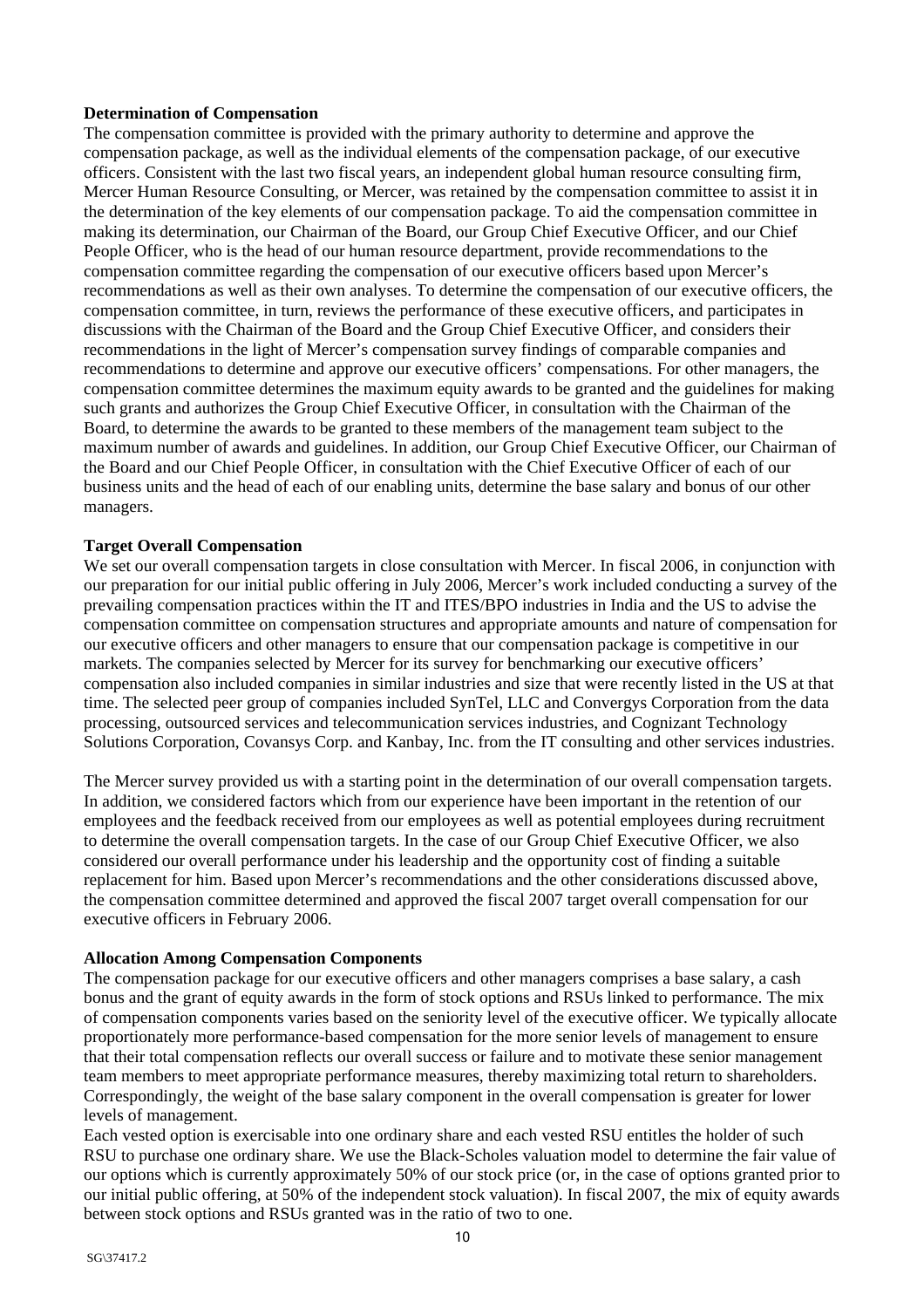**Determination of Compensation**

The compensation committee is provided with the primary authority to determine and approve the compensation package, as well as the individual elements of the compensation package, of our executive officers. Consistent with the last two fiscal years, an independent global human resource consulting firm, Mercer Human Resource Consulting, or Mercer, was retained by the compensation committee to assist it in the determination of the key elements of our compensation package. To aid the compensation committee in making its determination, our Chairman of the Board, our Group Chief Executive Officer, and our Chief People Officer, who is the head of our human resource department, provide recommendations to the compensation committee regarding the compensation of our executive officers based upon Mercer's recommendations as well as their own analyses. To determine the compensation of our executive officers, the compensation committee, in turn, reviews the performance of these executive officers, and participates in discussions with the Chairman of the Board and the Group Chief Executive Officer, and considers their recommendations in the light of Mercer's compensation survey findings of comparable companies and recommendations to determine and approve our executive officers' compensations. For other managers, the compensation committee determines the maximum equity awards to be granted and the guidelines for making such grants and authorizes the Group Chief Executive Officer, in consultation with the Chairman of the Board, to determine the awards to be granted to these members of the management team subject to the maximum number of awards and guidelines. In addition, our Group Chief Executive Officer, our Chairman of the Board and our Chief People Officer, in consultation with the Chief Executive Officer of each of our business units and the head of each of our enabling units, determine the base salary and bonus of our other managers.

**Target Overall Compensation**

We set our overall compensation targets in close consultation with Mercer. In fiscal 2006, in conjunction with our preparation for our initial public offering in July 2006, Mercer's work included conducting a survey of the prevailing compensation practices within the IT and ITES/BPO industries in India and the US to advise the compensation committee on compensation structures and appropriate amounts and nature of compensation for our executive officers and other managers to ensure that our compensation package is competitive in our markets. The companies selected by Mercer for its survey for benchmarking our executive officers' compensation also included companies in similar industries and size that were recently listed in the US at that time. The selected peer group of companies included SynTel, LLC and Convergys Corporation from the data processing, outsourced services and telecommunication services industries, and Cognizant Technology Solutions Corporation, Covansys Corp. and Kanbay, Inc. from the IT consulting and other services industries.

The Mercer survey provided us with a starting point in the determination of our overall compensation targets. In addition, we considered factors which from our experience have been important in the retention of our employees and the feedback received from our employees as well as potential employees during recruitment to determine the overall compensation targets. In the case of our Group Chief Executive Officer, we also considered our overall performance under his leadership and the opportunity cost of finding a suitable replacement for him. Based upon Mercer's recommendations and the other considerations discussed above, the compensation committee determined and approved the fiscal 2007 target overall compensation for our executive officers in February 2006.

**Allocation Among Compensation Components**

The compensation package for our executive officers and other managers comprises a base salary, a cash bonus and the grant of equity awards in the form of stock options and RSUs linked to performance. The mix of compensation components varies based on the seniority level of the executive officer. We typically allocate proportionately more performance-based compensation for the more senior levels of management to ensure that their total compensation reflects our overall success or failure and to motivate these senior management team members to meet appropriate performance measures, thereby maximizing total return to shareholders. Correspondingly, the weight of the base salary component in the overall compensation is greater for lower levels of management.

Each vested option is exercisable into one ordinary share and each vested RSU entitles the holder of such RSU to purchase one ordinary share. We use the Black-Scholes valuation model to determine the fair value of our options which is currently approximately 50% of our stock price (or, in the case of options granted prior to our initial public offering, at 50% of the independent stock valuation). In fiscal 2007, the mix of equity awards between stock options and RSUs granted was in the ratio of two to one.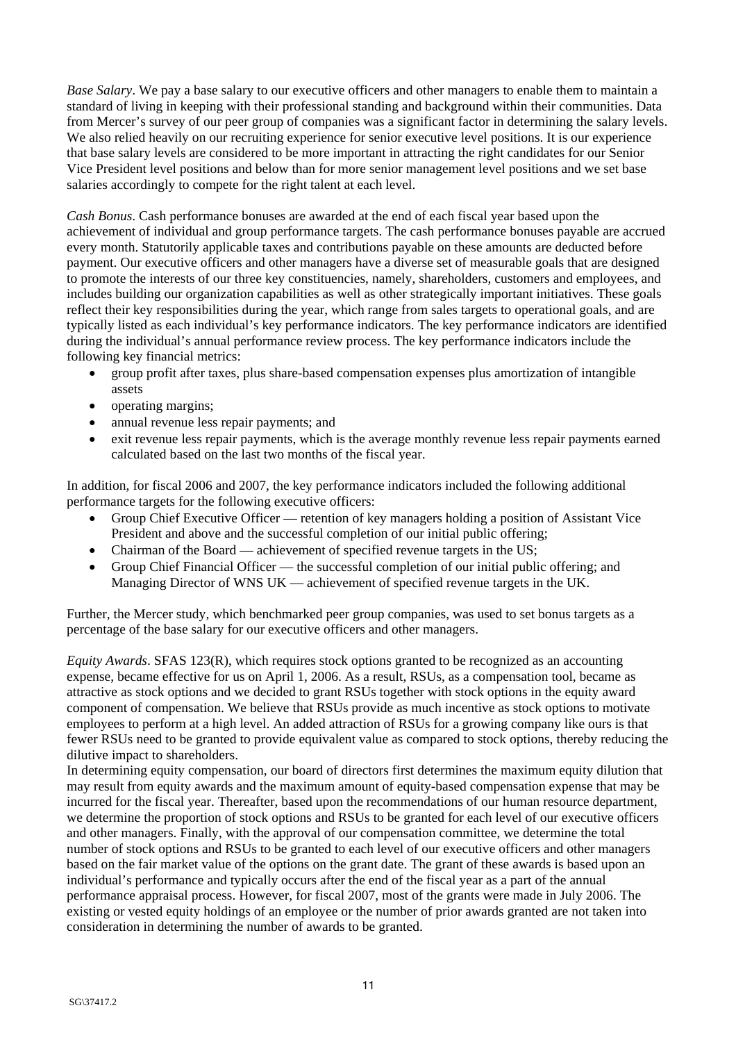*Base Salary*. We pay a base salary to our executive officers and other managers to enable them to maintain a standard of living in keeping with their professional standing and background within their communities. Data from Mercer's survey of our peer group of companies was a significant factor in determining the salary levels. We also relied heavily on our recruiting experience for senior executive level positions. It is our experience that base salary levels are considered to be more important in attracting the right candidates for our Senior Vice President level positions and below than for more senior management level positions and we set base salaries accordingly to compete for the right talent at each level.

*Cash Bonus*. Cash performance bonuses are awarded at the end of each fiscal year based upon the achievement of individual and group performance targets. The cash performance bonuses payable are accrued every month. Statutorily applicable taxes and contributions payable on these amounts are deducted before payment. Our executive officers and other managers have a diverse set of measurable goals that are designed to promote the interests of our three key constituencies, namely, shareholders, customers and employees, and includes building our organization capabilities as well as other strategically important initiatives. These goals reflect their key responsibilities during the year, which range from sales targets to operational goals, and are typically listed as each individual's key performance indicators. The key performance indicators are identified during the individual's annual performance review process. The key performance indicators include the following key financial metrics:

- group profit after taxes, plus share-based compensation expenses plus amortization of intangible assets
- operating margins;
- annual revenue less repair payments; and
- exit revenue less repair payments, which is the average monthly revenue less repair payments earned calculated based on the last two months of the fiscal year.

In addition, for fiscal 2006 and 2007, the key performance indicators included the following additional performance targets for the following executive officers:

- Group Chief Executive Officer — retention of key managers holding a position of Assistant Vice President and above and the successful completion of our initial public offering;
- Chairman of the Board — achievement of specified revenue targets in the US;
- Group Chief Financial Officer — the successful completion of our initial public offering; and Managing Director of WNS UK — achievement of specified revenue targets in the UK.

Further, the Mercer study, which benchmarked peer group companies, was used to set bonus targets as a percentage of the base salary for our executive officers and other managers.

*Equity Awards*. SFAS 123(R), which requires stock options granted to be recognized as an accounting expense, became effective for us on April 1, 2006. As a result, RSUs, as a compensation tool, became as attractive as stock options and we decided to grant RSUs together with stock options in the equity award component of compensation. We believe that RSUs provide as much incentive as stock options to motivate employees to perform at a high level. An added attraction of RSUs for a growing company like ours is that fewer RSUs need to be granted to provide equivalent value as compared to stock options, thereby reducing the dilutive impact to shareholders.

In determining equity compensation, our board of directors first determines the maximum equity dilution that may result from equity awards and the maximum amount of equity-based compensation expense that may be incurred for the fiscal year. Thereafter, based upon the recommendations of our human resource department, we determine the proportion of stock options and RSUs to be granted for each level of our executive officers and other managers. Finally, with the approval of our compensation committee, we determine the total number of stock options and RSUs to be granted to each level of our executive officers and other managers based on the fair market value of the options on the grant date. The grant of these awards is based upon an individual's performance and typically occurs after the end of the fiscal year as a part of the annual performance appraisal process. However, for fiscal 2007, most of the grants were made in July 2006. The existing or vested equity holdings of an employee or the number of prior awards granted are not taken into consideration in determining the number of awards to be granted.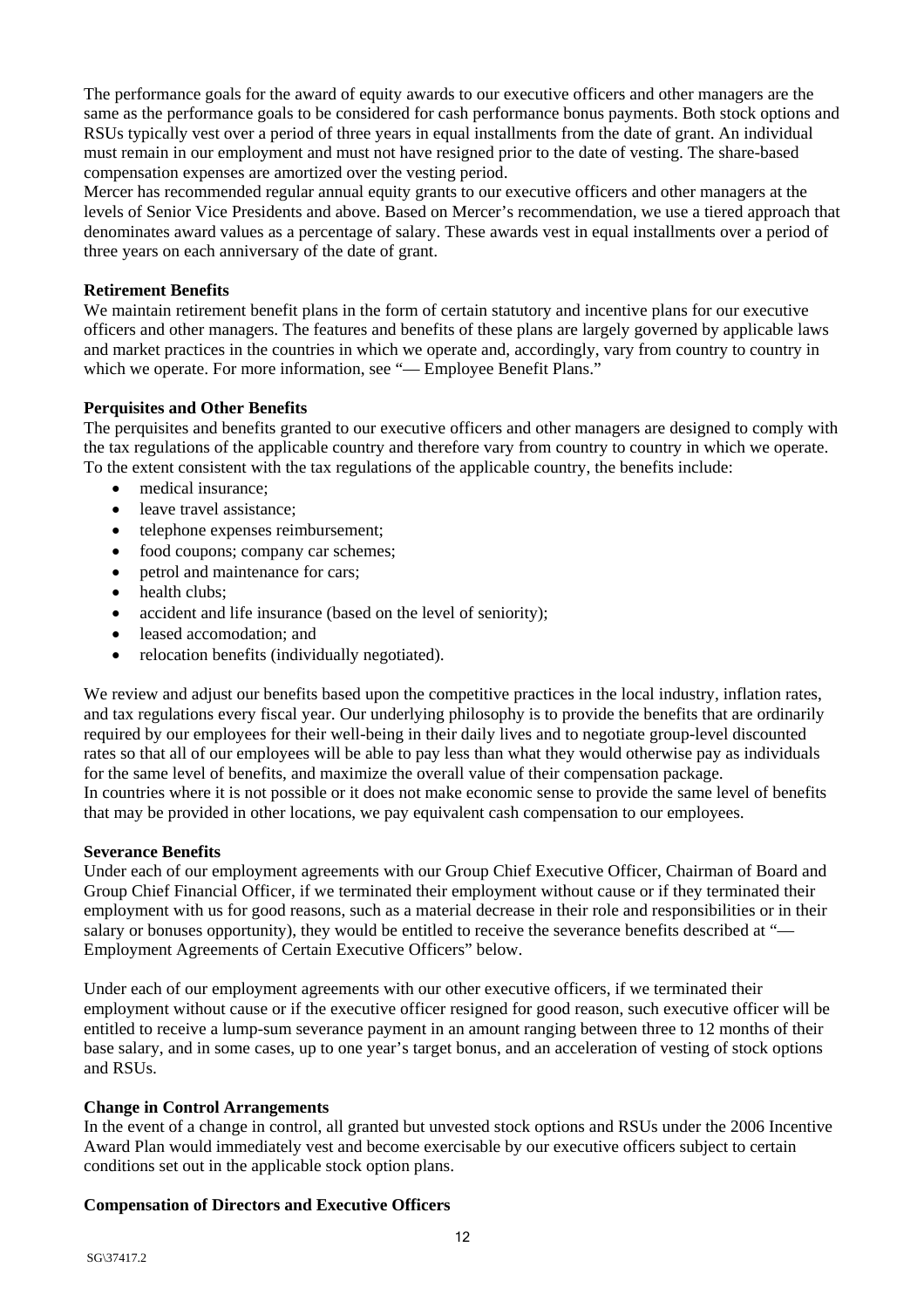The performance goals for the award of equity awards to our executive officers and other managers are the same as the performance goals to be considered for cash performance bonus payments. Both stock options and RSUs typically vest over a period of three years in equal installments from the date of grant. An individual must remain in our employment and must not have resigned prior to the date of vesting. The share-based compensation expenses are amortized over the vesting period.

Mercer has recommended regular annual equity grants to our executive officers and other managers at the levels of Senior Vice Presidents and above. Based on Mercer's recommendation, we use a tiered approach that denominates award values as a percentage of salary. These awards vest in equal installments over a period of three years on each anniversary of the date of grant.

**Retirement Benefits**

We maintain retirement benefit plans in the form of certain statutory and incentive plans for our executive officers and other managers. The features and benefits of these plans are largely governed by applicable laws and market practices in the countries in which we operate and, accordingly, vary from country to country in which we operate. For more information, see "— Employee Benefit Plans."

**Perquisites and Other Benefits**

The perquisites and benefits granted to our executive officers and other managers are designed to comply with the tax regulations of the applicable country and therefore vary from country to country in which we operate. To the extent consistent with the tax regulations of the applicable country, the benefits include:

- medical insurance;
- leave travel assistance;
- telephone expenses reimbursement;
- food coupons; company car schemes;
- petrol and maintenance for cars;
- health clubs;
- accident and life insurance (based on the level of seniority);
- leased accomodation; and
- relocation benefits (individually negotiated).

We review and adjust our benefits based upon the competitive practices in the local industry, inflation rates, and tax regulations every fiscal year. Our underlying philosophy is to provide the benefits that are ordinarily required by our employees for their well-being in their daily lives and to negotiate group-level discounted rates so that all of our employees will be able to pay less than what they would otherwise pay as individuals for the same level of benefits, and maximize the overall value of their compensation package.

In countries where it is not possible or it does not make economic sense to provide the same level of benefits that may be provided in other locations, we pay equivalent cash compensation to our employees.

**Severance Benefits**

Under each of our employment agreements with our Group Chief Executive Officer, Chairman of Board and Group Chief Financial Officer, if we terminated their employment without cause or if they terminated their employment with us for good reasons, such as a material decrease in their role and responsibilities or in their salary or bonuses opportunity), they would be entitled to receive the severance benefits described at "— Employment Agreements of Certain Executive Officers" below.

Under each of our employment agreements with our other executive officers, if we terminated their employment without cause or if the executive officer resigned for good reason, such executive officer will be entitled to receive a lump-sum severance payment in an amount ranging between three to 12 months of their base salary, and in some cases, up to one year's target bonus, and an acceleration of vesting of stock options and RSUs.

**Change in Control Arrangements**

In the event of a change in control, all granted but unvested stock options and RSUs under the 2006 Incentive Award Plan would immediately vest and become exercisable by our executive officers subject to certain conditions set out in the applicable stock option plans.

**Compensation of Directors and Executive Officers**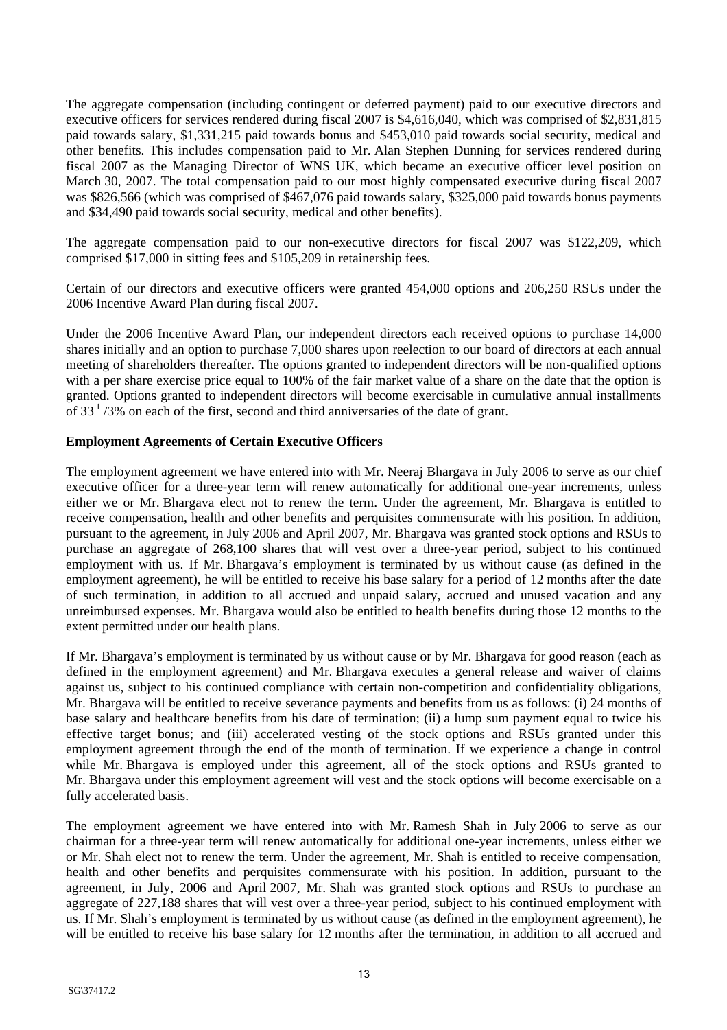The aggregate compensation (including contingent or deferred payment) paid to our executive directors and executive officers for services rendered during fiscal 2007 is $4,616,040, which was comprised of $2,831,815 paid towards salary, $1,331,215 paid towards bonus and $453,010 paid towards social security, medical and other benefits. This includes compensation paid to Mr. Alan Stephen Dunning for services rendered during fiscal 2007 as the Managing Director of WNS UK, which became an executive officer level position on March 30, 2007. The total compensation paid to our most highly compensated executive during fiscal 2007 was $826,566 (which was comprised of $467,076 paid towards salary, $325,000 paid towards bonus payments and $34,490 paid towards social security, medical and other benefits).

The aggregate compensation paid to our non-executive directors for fiscal 2007 was $122,209, which comprised $17,000 in sitting fees and $105,209 in retainership fees.

Certain of our directors and executive officers were granted 454,000 options and 206,250 RSUs under the 2006 Incentive Award Plan during fiscal 2007.

Under the 2006 Incentive Award Plan, our independent directors each received options to purchase 14,000 shares initially and an option to purchase 7,000 shares upon reelection to our board of directors at each annual meeting of shareholders thereafter. The options granted to independent directors will be non-qualified options with a per share exercise price equal to 100% of the fair market value of a share on the date that the option is granted. Options granted to independent directors will become exercisable in cumulative annual installments of 33 1/3% on each of the first, second and third anniversaries of the date of grant.

**Employment Agreements of Certain Executive Officers**

The employment agreement we have entered into with Mr. Neeraj Bhargava in July 2006 to serve as our chief executive officer for a three-year term will renew automatically for additional one-year increments, unless either we or Mr. Bhargava elect not to renew the term. Under the agreement, Mr. Bhargava is entitled to receive compensation, health and other benefits and perquisites commensurate with his position. In addition, pursuant to the agreement, in July 2006 and April 2007, Mr. Bhargava was granted stock options and RSUs to purchase an aggregate of 268,100 shares that will vest over a three-year period, subject to his continued employment with us. If Mr. Bhargava's employment is terminated by us without cause (as defined in the employment agreement), he will be entitled to receive his base salary for a period of 12 months after the date of such termination, in addition to all accrued and unpaid salary, accrued and unused vacation and any unreimbursed expenses. Mr. Bhargava would also be entitled to health benefits during those 12 months to the extent permitted under our health plans.

If Mr. Bhargava's employment is terminated by us without cause or by Mr. Bhargava for good reason (each as defined in the employment agreement) and Mr. Bhargava executes a general release and waiver of claims against us, subject to his continued compliance with certain non-competition and confidentiality obligations, Mr. Bhargava will be entitled to receive severance payments and benefits from us as follows: (i) 24 months of base salary and healthcare benefits from his date of termination; (ii) a lump sum payment equal to twice his effective target bonus; and (iii) accelerated vesting of the stock options and RSUs granted under this employment agreement through the end of the month of termination. If we experience a change in control while Mr. Bhargava is employed under this agreement, all of the stock options and RSUs granted to Mr. Bhargava under this employment agreement will vest and the stock options will become exercisable on a fully accelerated basis.

The employment agreement we have entered into with Mr. Ramesh Shah in July 2006 to serve as our chairman for a three-year term will renew automatically for additional one-year increments, unless either we or Mr. Shah elect not to renew the term. Under the agreement, Mr. Shah is entitled to receive compensation, health and other benefits and perquisites commensurate with his position. In addition, pursuant to the agreement, in July, 2006 and April 2007, Mr. Shah was granted stock options and RSUs to purchase an aggregate of 227,188 shares that will vest over a three-year period, subject to his continued employment with us. If Mr. Shah's employment is terminated by us without cause (as defined in the employment agreement), he will be entitled to receive his base salary for 12 months after the termination, in addition to all accrued and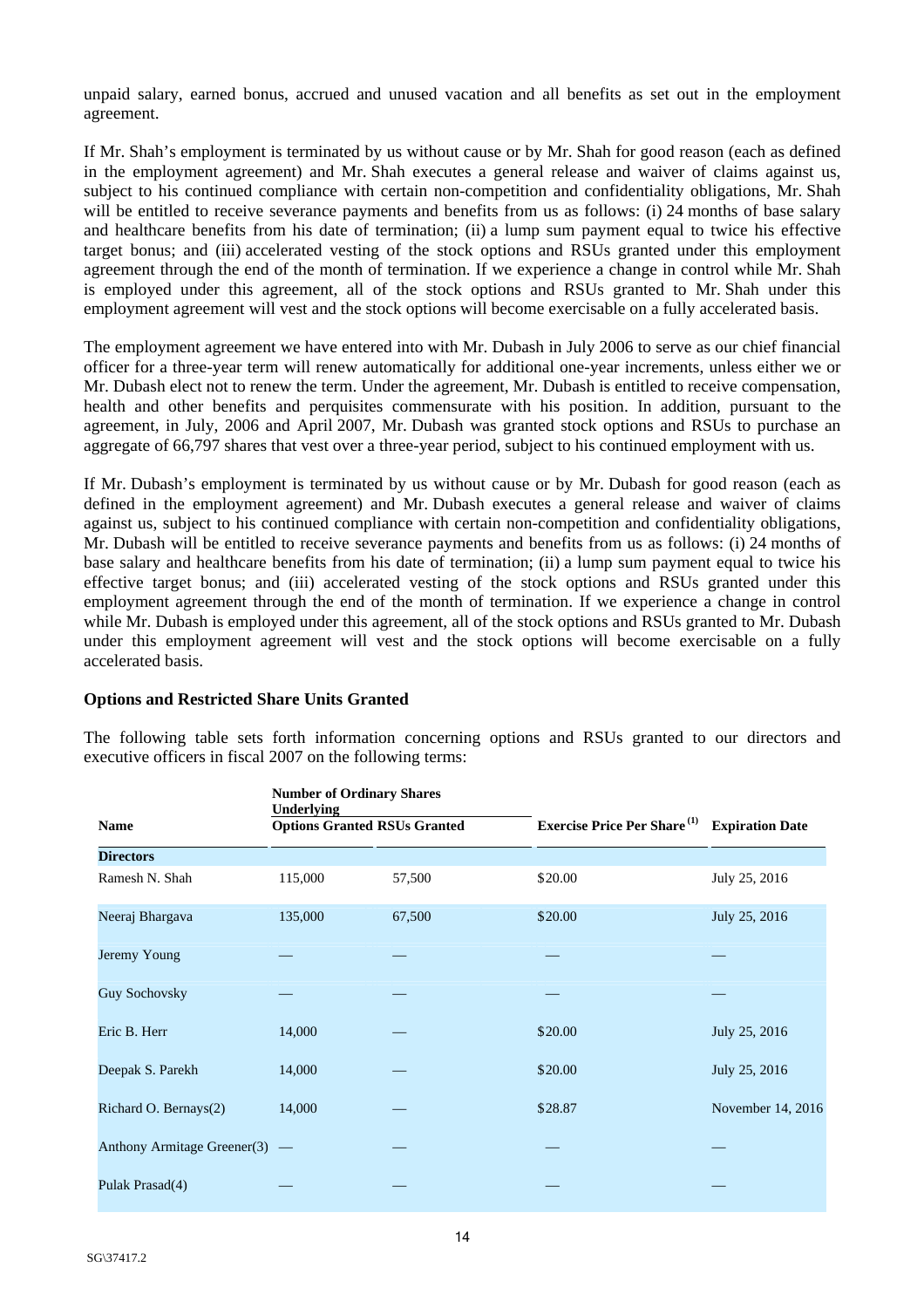unpaid salary, earned bonus, accrued and unused vacation and all benefits as set out in the employment agreement.

If Mr. Shah's employment is terminated by us without cause or by Mr. Shah for good reason (each as defined in the employment agreement) and Mr. Shah executes a general release and waiver of claims against us, subject to his continued compliance with certain non-competition and confidentiality obligations, Mr. Shah will be entitled to receive severance payments and benefits from us as follows: (i) 24 months of base salary and healthcare benefits from his date of termination; (ii) a lump sum payment equal to twice his effective target bonus; and (iii) accelerated vesting of the stock options and RSUs granted under this employment agreement through the end of the month of termination. If we experience a change in control while Mr. Shah is employed under this agreement, all of the stock options and RSUs granted to Mr. Shah under this employment agreement will vest and the stock options will become exercisable on a fully accelerated basis.

The employment agreement we have entered into with Mr. Dubash in July 2006 to serve as our chief financial officer for a three-year term will renew automatically for additional one-year increments, unless either we or Mr. Dubash elect not to renew the term. Under the agreement, Mr. Dubash is entitled to receive compensation, health and other benefits and perquisites commensurate with his position. In addition, pursuant to the agreement, in July, 2006 and April 2007, Mr. Dubash was granted stock options and RSUs to purchase an aggregate of 66,797 shares that vest over a three-year period, subject to his continued employment with us.

If Mr. Dubash's employment is terminated by us without cause or by Mr. Dubash for good reason (each as defined in the employment agreement) and Mr. Dubash executes a general release and waiver of claims against us, subject to his continued compliance with certain non-competition and confidentiality obligations, Mr. Dubash will be entitled to receive severance payments and benefits from us as follows: (i) 24 months of base salary and healthcare benefits from his date of termination; (ii) a lump sum payment equal to twice his effective target bonus; and (iii) accelerated vesting of the stock options and RSUs granted under this employment agreement through the end of the month of termination. If we experience a change in control while Mr. Dubash is employed under this agreement, all of the stock options and RSUs granted to Mr. Dubash under this employment agreement will vest and the stock options will become exercisable on a fully accelerated basis.

**Options and Restricted Share Units Granted**

The following table sets forth information concerning options and RSUs granted to our directors and executive officers in fiscal 2007 on the following terms:

| Name | Number of Ordinary Shares Underlying | | Exercise Price Per Share[(1)] | Expiration Date |
|---|---|---|---|---|
| | Options Granted | RSUs Granted | | |
| **Directors** | | | | |
| Ramesh N. Shah | 115,000 | 57,500 | $20.00 | July 25, 2016 |
| Neeraj Bhargava | 135,000 | 67,500 | $20.00 | July 25, 2016 |
| Jeremy Young | — | — | — | — |
| Guy Sochovsky | — | — | — | — |
| Eric B. Herr | 14,000 | — | $20.00 | July 25, 2016 |
| Deepak S. Parekh | 14,000 | — | $20.00 | July 25, 2016 |
| Richard O. Bernays(2) | 14,000 | — | $28.87 | November 14, 2016 |
| Anthony Armitage Greener(3) | — | — | — | — |
| Pulak Prasad(4) | — | — | — | — |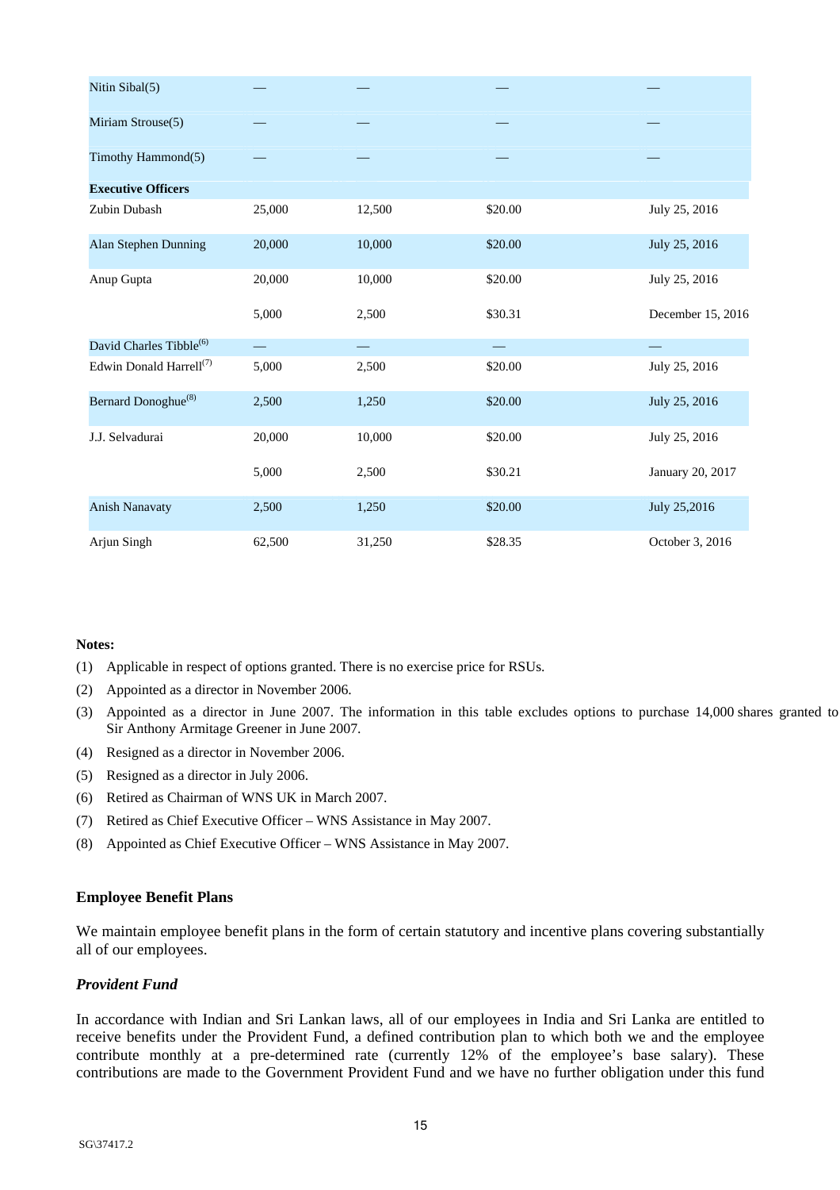| | | | | |
|---|---|---|---|---|
| Nitin Sibal(5) | — | — | — | — |
| Miriam Strouse(5) | — | — | — | — |
| Timothy Hammond(5) | — | — | — | — |
| **Executive Officers** | | | | |
| Zubin Dubash | 25,000 | 12,500 | $20.00 | July 25, 2016 |
| Alan Stephen Dunning | 20,000 | 10,000 | $20.00 | July 25, 2016 |
| Anup Gupta | 20,000 | 10,000 | $20.00 | July 25, 2016 |
| | 5,000 | 2,500 | $30.31 | December 15, 2016 |
| David Charles Tibble(6) | — | — | — | — |
| Edwin Donald Harrell(7) | 5,000 | 2,500 | $20.00 | July 25, 2016 |
| Bernard Donoghue(8) | 2,500 | 1,250 | $20.00 | July 25, 2016 |
| J.J. Selvadurai | 20,000 | 10,000 | $20.00 | July 25, 2016 |
| | 5,000 | 2,500 | $30.21 | January 20, 2017 |
| Anish Nanavaty | 2,500 | 1,250 | $20.00 | July 25,2016 |
| Arjun Singh | 62,500 | 31,250 | $28.35 | October 3, 2016 |

**Notes:**

(1) Applicable in respect of options granted. There is no exercise price for RSUs.

(2) Appointed as a director in November 2006.

(3) Appointed as a director in June 2007. The information in this table excludes options to purchase 14,000 shares granted to Sir Anthony Armitage Greener in June 2007.

(4) Resigned as a director in November 2006.

(5) Resigned as a director in July 2006.

(6) Retired as Chairman of WNS UK in March 2007.

(7) Retired as Chief Executive Officer – WNS Assistance in May 2007.

(8) Appointed as Chief Executive Officer – WNS Assistance in May 2007.

### Employee Benefit Plans

We maintain employee benefit plans in the form of certain statutory and incentive plans covering substantially all of our employees.

#### *Provident Fund*

In accordance with Indian and Sri Lankan laws, all of our employees in India and Sri Lanka are entitled to receive benefits under the Provident Fund, a defined contribution plan to which both we and the employee contribute monthly at a pre-determined rate (currently 12% of the employee's base salary). These contributions are made to the Government Provident Fund and we have no further obligation under this fund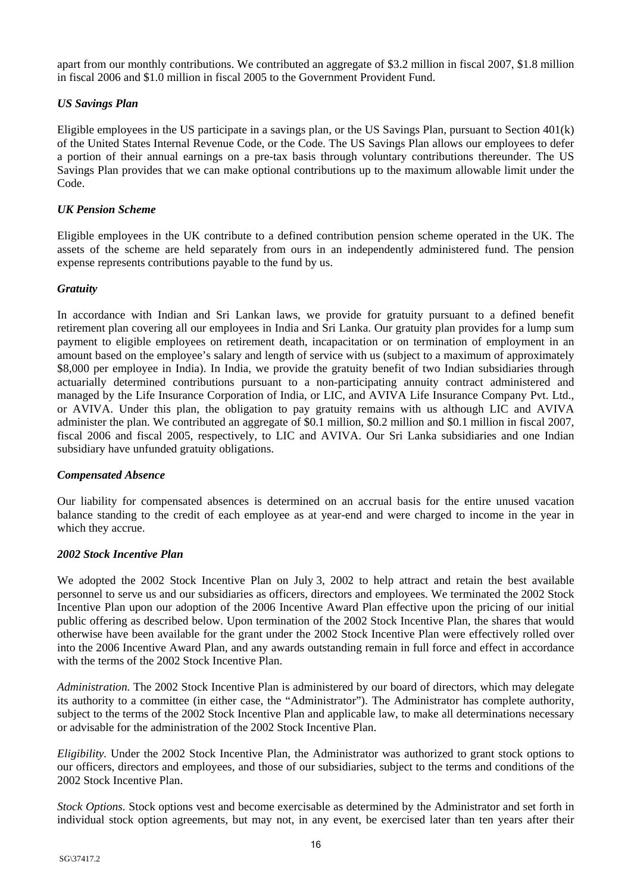apart from our monthly contributions. We contributed an aggregate of $3.2 million in fiscal 2007, $1.8 million in fiscal 2006 and $1.0 million in fiscal 2005 to the Government Provident Fund.

### *US Savings Plan*

Eligible employees in the US participate in a savings plan, or the US Savings Plan, pursuant to Section 401(k) of the United States Internal Revenue Code, or the Code. The US Savings Plan allows our employees to defer a portion of their annual earnings on a pre-tax basis through voluntary contributions thereunder. The US Savings Plan provides that we can make optional contributions up to the maximum allowable limit under the Code.

### *UK Pension Scheme*

Eligible employees in the UK contribute to a defined contribution pension scheme operated in the UK. The assets of the scheme are held separately from ours in an independently administered fund. The pension expense represents contributions payable to the fund by us.

### *Gratuity*

In accordance with Indian and Sri Lankan laws, we provide for gratuity pursuant to a defined benefit retirement plan covering all our employees in India and Sri Lanka. Our gratuity plan provides for a lump sum payment to eligible employees on retirement death, incapacitation or on termination of employment in an amount based on the employee's salary and length of service with us (subject to a maximum of approximately $8,000 per employee in India). In India, we provide the gratuity benefit of two Indian subsidiaries through actuarially determined contributions pursuant to a non-participating annuity contract administered and managed by the Life Insurance Corporation of India, or LIC, and AVIVA Life Insurance Company Pvt. Ltd., or AVIVA. Under this plan, the obligation to pay gratuity remains with us although LIC and AVIVA administer the plan. We contributed an aggregate of $0.1 million, $0.2 million and $0.1 million in fiscal 2007, fiscal 2006 and fiscal 2005, respectively, to LIC and AVIVA. Our Sri Lanka subsidiaries and one Indian subsidiary have unfunded gratuity obligations.

### *Compensated Absence*

Our liability for compensated absences is determined on an accrual basis for the entire unused vacation balance standing to the credit of each employee as at year-end and were charged to income in the year in which they accrue.

### *2002 Stock Incentive Plan*

We adopted the 2002 Stock Incentive Plan on July 3, 2002 to help attract and retain the best available personnel to serve us and our subsidiaries as officers, directors and employees. We terminated the 2002 Stock Incentive Plan upon our adoption of the 2006 Incentive Award Plan effective upon the pricing of our initial public offering as described below. Upon termination of the 2002 Stock Incentive Plan, the shares that would otherwise have been available for the grant under the 2002 Stock Incentive Plan were effectively rolled over into the 2006 Incentive Award Plan, and any awards outstanding remain in full force and effect in accordance with the terms of the 2002 Stock Incentive Plan.

*Administration.* The 2002 Stock Incentive Plan is administered by our board of directors, which may delegate its authority to a committee (in either case, the "Administrator"). The Administrator has complete authority, subject to the terms of the 2002 Stock Incentive Plan and applicable law, to make all determinations necessary or advisable for the administration of the 2002 Stock Incentive Plan.

*Eligibility.* Under the 2002 Stock Incentive Plan, the Administrator was authorized to grant stock options to our officers, directors and employees, and those of our subsidiaries, subject to the terms and conditions of the 2002 Stock Incentive Plan.

*Stock Options.* Stock options vest and become exercisable as determined by the Administrator and set forth in individual stock option agreements, but may not, in any event, be exercised later than ten years after their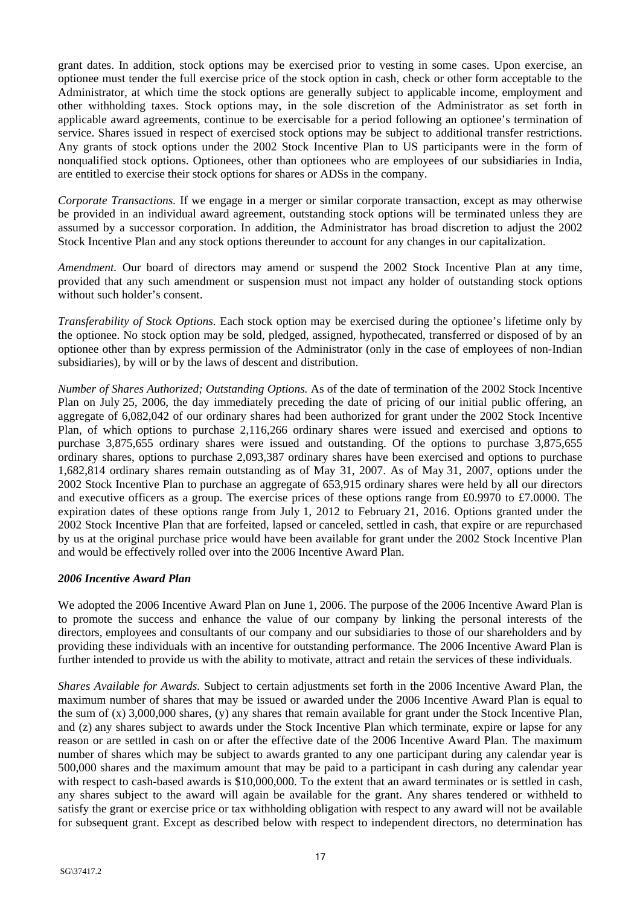grant dates. In addition, stock options may be exercised prior to vesting in some cases. Upon exercise, an optionee must tender the full exercise price of the stock option in cash, check or other form acceptable to the Administrator, at which time the stock options are generally subject to applicable income, employment and other withholding taxes. Stock options may, in the sole discretion of the Administrator as set forth in applicable award agreements, continue to be exercisable for a period following an optionee's termination of service. Shares issued in respect of exercised stock options may be subject to additional transfer restrictions. Any grants of stock options under the 2002 Stock Incentive Plan to US participants were in the form of nonqualified stock options. Optionees, other than optionees who are employees of our subsidiaries in India, are entitled to exercise their stock options for shares or ADSs in the company.

*Corporate Transactions.* If we engage in a merger or similar corporate transaction, except as may otherwise be provided in an individual award agreement, outstanding stock options will be terminated unless they are assumed by a successor corporation. In addition, the Administrator has broad discretion to adjust the 2002 Stock Incentive Plan and any stock options thereunder to account for any changes in our capitalization.

*Amendment.* Our board of directors may amend or suspend the 2002 Stock Incentive Plan at any time, provided that any such amendment or suspension must not impact any holder of outstanding stock options without such holder's consent.

*Transferability of Stock Options.* Each stock option may be exercised during the optionee's lifetime only by the optionee. No stock option may be sold, pledged, assigned, hypothecated, transferred or disposed of by an optionee other than by express permission of the Administrator (only in the case of employees of non-Indian subsidiaries), by will or by the laws of descent and distribution.

*Number of Shares Authorized; Outstanding Options.* As of the date of termination of the 2002 Stock Incentive Plan on July 25, 2006, the day immediately preceding the date of pricing of our initial public offering, an aggregate of 6,082,042 of our ordinary shares had been authorized for grant under the 2002 Stock Incentive Plan, of which options to purchase 2,116,266 ordinary shares were issued and exercised and options to purchase 3,875,655 ordinary shares were issued and outstanding. Of the options to purchase 3,875,655 ordinary shares, options to purchase 2,093,387 ordinary shares have been exercised and options to purchase 1,682,814 ordinary shares remain outstanding as of May 31, 2007. As of May 31, 2007, options under the 2002 Stock Incentive Plan to purchase an aggregate of 653,915 ordinary shares were held by all our directors and executive officers as a group. The exercise prices of these options range from £0.9970 to £7.0000. The expiration dates of these options range from July 1, 2012 to February 21, 2016. Options granted under the 2002 Stock Incentive Plan that are forfeited, lapsed or canceled, settled in cash, that expire or are repurchased by us at the original purchase price would have been available for grant under the 2002 Stock Incentive Plan and would be effectively rolled over into the 2006 Incentive Award Plan.

### *2006 Incentive Award Plan*

We adopted the 2006 Incentive Award Plan on June 1, 2006. The purpose of the 2006 Incentive Award Plan is to promote the success and enhance the value of our company by linking the personal interests of the directors, employees and consultants of our company and our subsidiaries to those of our shareholders and by providing these individuals with an incentive for outstanding performance. The 2006 Incentive Award Plan is further intended to provide us with the ability to motivate, attract and retain the services of these individuals.

*Shares Available for Awards.* Subject to certain adjustments set forth in the 2006 Incentive Award Plan, the maximum number of shares that may be issued or awarded under the 2006 Incentive Award Plan is equal to the sum of (x) 3,000,000 shares, (y) any shares that remain available for grant under the Stock Incentive Plan, and (z) any shares subject to awards under the Stock Incentive Plan which terminate, expire or lapse for any reason or are settled in cash on or after the effective date of the 2006 Incentive Award Plan. The maximum number of shares which may be subject to awards granted to any one participant during any calendar year is 500,000 shares and the maximum amount that may be paid to a participant in cash during any calendar year with respect to cash-based awards is $10,000,000. To the extent that an award terminates or is settled in cash, any shares subject to the award will again be available for the grant. Any shares tendered or withheld to satisfy the grant or exercise price or tax withholding obligation with respect to any award will not be available for subsequent grant. Except as described below with respect to independent directors, no determination has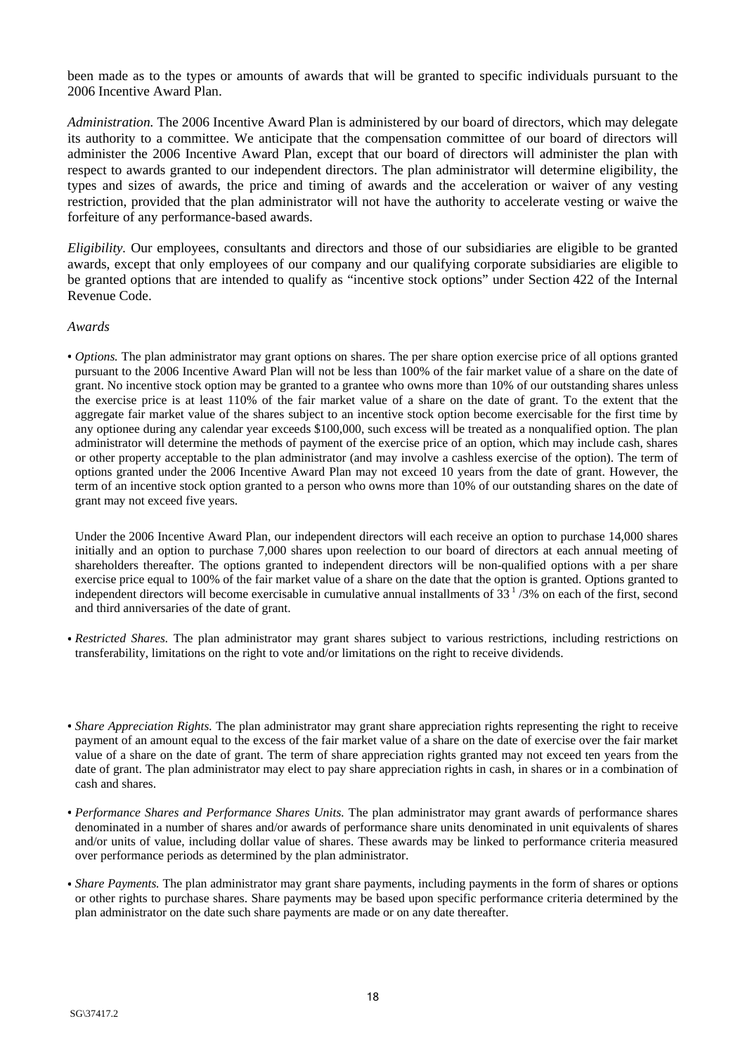been made as to the types or amounts of awards that will be granted to specific individuals pursuant to the 2006 Incentive Award Plan.

*Administration.* The 2006 Incentive Award Plan is administered by our board of directors, which may delegate its authority to a committee. We anticipate that the compensation committee of our board of directors will administer the 2006 Incentive Award Plan, except that our board of directors will administer the plan with respect to awards granted to our independent directors. The plan administrator will determine eligibility, the types and sizes of awards, the price and timing of awards and the acceleration or waiver of any vesting restriction, provided that the plan administrator will not have the authority to accelerate vesting or waive the forfeiture of any performance-based awards.

*Eligibility.* Our employees, consultants and directors and those of our subsidiaries are eligible to be granted awards, except that only employees of our company and our qualifying corporate subsidiaries are eligible to be granted options that are intended to qualify as "incentive stock options" under Section 422 of the Internal Revenue Code.

*Awards*

- *Options.* The plan administrator may grant options on shares. The per share option exercise price of all options granted pursuant to the 2006 Incentive Award Plan will not be less than 100% of the fair market value of a share on the date of grant. No incentive stock option may be granted to a grantee who owns more than 10% of our outstanding shares unless the exercise price is at least 110% of the fair market value of a share on the date of grant. To the extent that the aggregate fair market value of the shares subject to an incentive stock option become exercisable for the first time by any optionee during any calendar year exceeds $100,000, such excess will be treated as a nonqualified option. The plan administrator will determine the methods of payment of the exercise price of an option, which may include cash, shares or other property acceptable to the plan administrator (and may involve a cashless exercise of the option). The term of options granted under the 2006 Incentive Award Plan may not exceed 10 years from the date of grant. However, the term of an incentive stock option granted to a person who owns more than 10% of our outstanding shares on the date of grant may not exceed five years.

  Under the 2006 Incentive Award Plan, our independent directors will each receive an option to purchase 14,000 shares initially and an option to purchase 7,000 shares upon reelection to our board of directors at each annual meeting of shareholders thereafter. The options granted to independent directors will be non-qualified options with a per share exercise price equal to 100% of the fair market value of a share on the date that the option is granted. Options granted to independent directors will become exercisable in cumulative annual installments of $33^{1}/3$% on each of the first, second and third anniversaries of the date of grant.

- *Restricted Shares.* The plan administrator may grant shares subject to various restrictions, including restrictions on transferability, limitations on the right to vote and/or limitations on the right to receive dividends.

- *Share Appreciation Rights.* The plan administrator may grant share appreciation rights representing the right to receive payment of an amount equal to the excess of the fair market value of a share on the date of exercise over the fair market value of a share on the date of grant. The term of share appreciation rights granted may not exceed ten years from the date of grant. The plan administrator may elect to pay share appreciation rights in cash, in shares or in a combination of cash and shares.

- *Performance Shares and Performance Shares Units.* The plan administrator may grant awards of performance shares denominated in a number of shares and/or awards of performance share units denominated in unit equivalents of shares and/or units of value, including dollar value of shares. These awards may be linked to performance criteria measured over performance periods as determined by the plan administrator.

- *Share Payments.* The plan administrator may grant share payments, including payments in the form of shares or options or other rights to purchase shares. Share payments may be based upon specific performance criteria determined by the plan administrator on the date such share payments are made or on any date thereafter.

SG\37417.2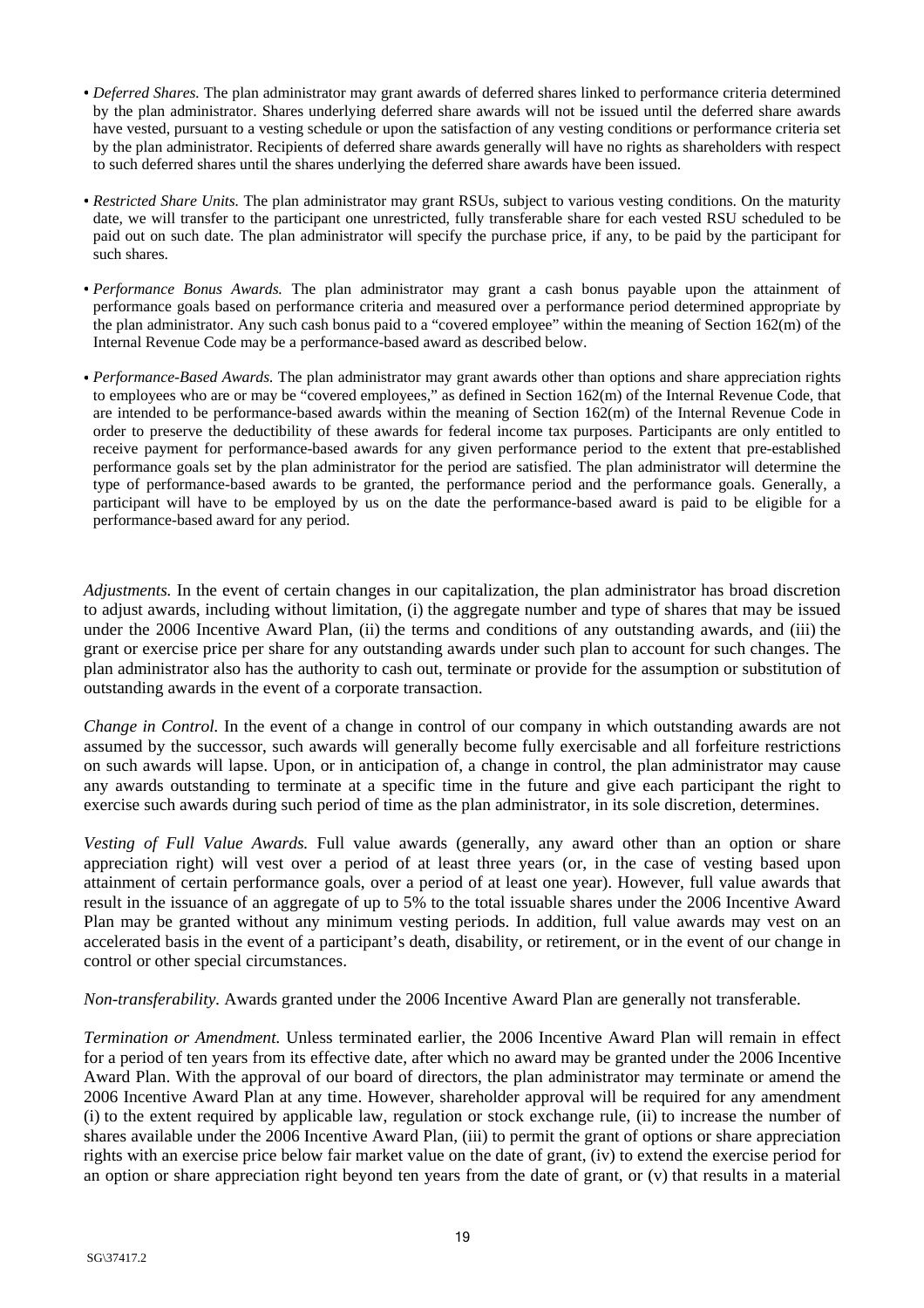- *Deferred Shares.* The plan administrator may grant awards of deferred shares linked to performance criteria determined by the plan administrator. Shares underlying deferred share awards will not be issued until the deferred share awards have vested, pursuant to a vesting schedule or upon the satisfaction of any vesting conditions or performance criteria set by the plan administrator. Recipients of deferred share awards generally will have no rights as shareholders with respect to such deferred shares until the shares underlying the deferred share awards have been issued.

- *Restricted Share Units.* The plan administrator may grant RSUs, subject to various vesting conditions. On the maturity date, we will transfer to the participant one unrestricted, fully transferable share for each vested RSU scheduled to be paid out on such date. The plan administrator will specify the purchase price, if any, to be paid by the participant for such shares.

- *Performance Bonus Awards.* The plan administrator may grant a cash bonus payable upon the attainment of performance goals based on performance criteria and measured over a performance period determined appropriate by the plan administrator. Any such cash bonus paid to a "covered employee" within the meaning of Section 162(m) of the Internal Revenue Code may be a performance-based award as described below.

- *Performance-Based Awards.* The plan administrator may grant awards other than options and share appreciation rights to employees who are or may be "covered employees," as defined in Section 162(m) of the Internal Revenue Code, that are intended to be performance-based awards within the meaning of Section 162(m) of the Internal Revenue Code in order to preserve the deductibility of these awards for federal income tax purposes. Participants are only entitled to receive payment for performance-based awards for any given performance period to the extent that pre-established performance goals set by the plan administrator for the period are satisfied. The plan administrator will determine the type of performance-based awards to be granted, the performance period and the performance goals. Generally, a participant will have to be employed by us on the date the performance-based award is paid to be eligible for a performance-based award for any period.

*Adjustments.* In the event of certain changes in our capitalization, the plan administrator has broad discretion to adjust awards, including without limitation, (i) the aggregate number and type of shares that may be issued under the 2006 Incentive Award Plan, (ii) the terms and conditions of any outstanding awards, and (iii) the grant or exercise price per share for any outstanding awards under such plan to account for such changes. The plan administrator also has the authority to cash out, terminate or provide for the assumption or substitution of outstanding awards in the event of a corporate transaction.

*Change in Control.* In the event of a change in control of our company in which outstanding awards are not assumed by the successor, such awards will generally become fully exercisable and all forfeiture restrictions on such awards will lapse. Upon, or in anticipation of, a change in control, the plan administrator may cause any awards outstanding to terminate at a specific time in the future and give each participant the right to exercise such awards during such period of time as the plan administrator, in its sole discretion, determines.

*Vesting of Full Value Awards.* Full value awards (generally, any award other than an option or share appreciation right) will vest over a period of at least three years (or, in the case of vesting based upon attainment of certain performance goals, over a period of at least one year). However, full value awards that result in the issuance of an aggregate of up to 5% to the total issuable shares under the 2006 Incentive Award Plan may be granted without any minimum vesting periods. In addition, full value awards may vest on an accelerated basis in the event of a participant's death, disability, or retirement, or in the event of our change in control or other special circumstances.

*Non-transferability.* Awards granted under the 2006 Incentive Award Plan are generally not transferable.

*Termination or Amendment.* Unless terminated earlier, the 2006 Incentive Award Plan will remain in effect for a period of ten years from its effective date, after which no award may be granted under the 2006 Incentive Award Plan. With the approval of our board of directors, the plan administrator may terminate or amend the 2006 Incentive Award Plan at any time. However, shareholder approval will be required for any amendment (i) to the extent required by applicable law, regulation or stock exchange rule, (ii) to increase the number of shares available under the 2006 Incentive Award Plan, (iii) to permit the grant of options or share appreciation rights with an exercise price below fair market value on the date of grant, (iv) to extend the exercise period for an option or share appreciation right beyond ten years from the date of grant, or (v) that results in a material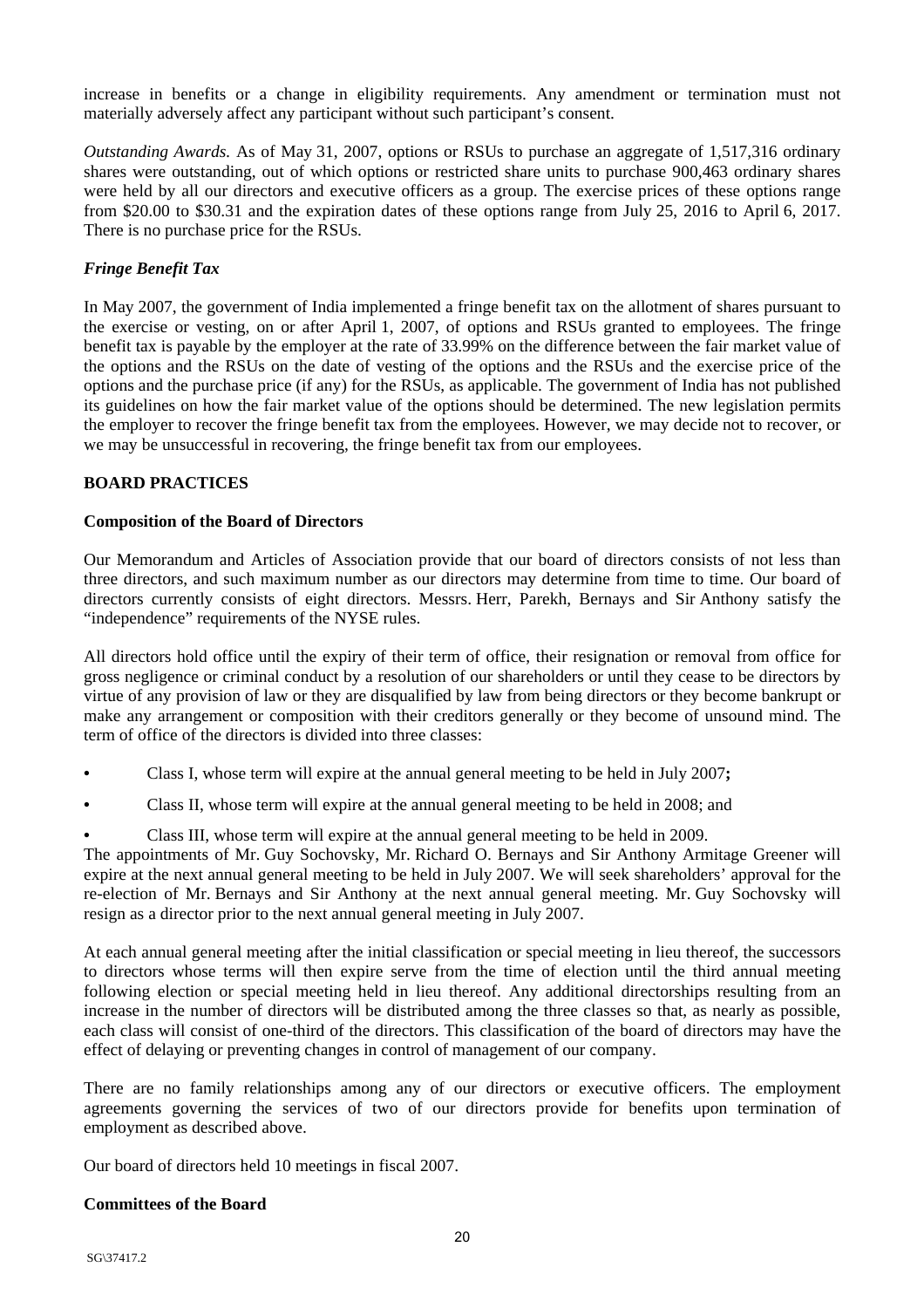increase in benefits or a change in eligibility requirements. Any amendment or termination must not materially adversely affect any participant without such participant's consent.

*Outstanding Awards.* As of May 31, 2007, options or RSUs to purchase an aggregate of 1,517,316 ordinary shares were outstanding, out of which options or restricted share units to purchase 900,463 ordinary shares were held by all our directors and executive officers as a group. The exercise prices of these options range from $20.00 to $30.31 and the expiration dates of these options range from July 25, 2016 to April 6, 2017. There is no purchase price for the RSUs.

***Fringe Benefit Tax***

In May 2007, the government of India implemented a fringe benefit tax on the allotment of shares pursuant to the exercise or vesting, on or after April 1, 2007, of options and RSUs granted to employees. The fringe benefit tax is payable by the employer at the rate of 33.99% on the difference between the fair market value of the options and the RSUs on the date of vesting of the options and the RSUs and the exercise price of the options and the purchase price (if any) for the RSUs, as applicable. The government of India has not published its guidelines on how the fair market value of the options should be determined. The new legislation permits the employer to recover the fringe benefit tax from the employees. However, we may decide not to recover, or we may be unsuccessful in recovering, the fringe benefit tax from our employees.

## BOARD PRACTICES

### Composition of the Board of Directors

Our Memorandum and Articles of Association provide that our board of directors consists of not less than three directors, and such maximum number as our directors may determine from time to time. Our board of directors currently consists of eight directors. Messrs. Herr, Parekh, Bernays and Sir Anthony satisfy the "independence" requirements of the NYSE rules.

All directors hold office until the expiry of their term of office, their resignation or removal from office for gross negligence or criminal conduct by a resolution of our shareholders or until they cease to be directors by virtue of any provision of law or they are disqualified by law from being directors or they become bankrupt or make any arrangement or composition with their creditors generally or they become of unsound mind. The term of office of the directors is divided into three classes:

- Class I, whose term will expire at the annual general meeting to be held in July 2007**;**
- Class II, whose term will expire at the annual general meeting to be held in 2008; and
- Class III, whose term will expire at the annual general meeting to be held in 2009.

The appointments of Mr. Guy Sochovsky, Mr. Richard O. Bernays and Sir Anthony Armitage Greener will expire at the next annual general meeting to be held in July 2007. We will seek shareholders' approval for the re-election of Mr. Bernays and Sir Anthony at the next annual general meeting. Mr. Guy Sochovsky will resign as a director prior to the next annual general meeting in July 2007.

At each annual general meeting after the initial classification or special meeting in lieu thereof, the successors to directors whose terms will then expire serve from the time of election until the third annual meeting following election or special meeting held in lieu thereof. Any additional directorships resulting from an increase in the number of directors will be distributed among the three classes so that, as nearly as possible, each class will consist of one-third of the directors. This classification of the board of directors may have the effect of delaying or preventing changes in control of management of our company.

There are no family relationships among any of our directors or executive officers. The employment agreements governing the services of two of our directors provide for benefits upon termination of employment as described above.

Our board of directors held 10 meetings in fiscal 2007.

### Committees of the Board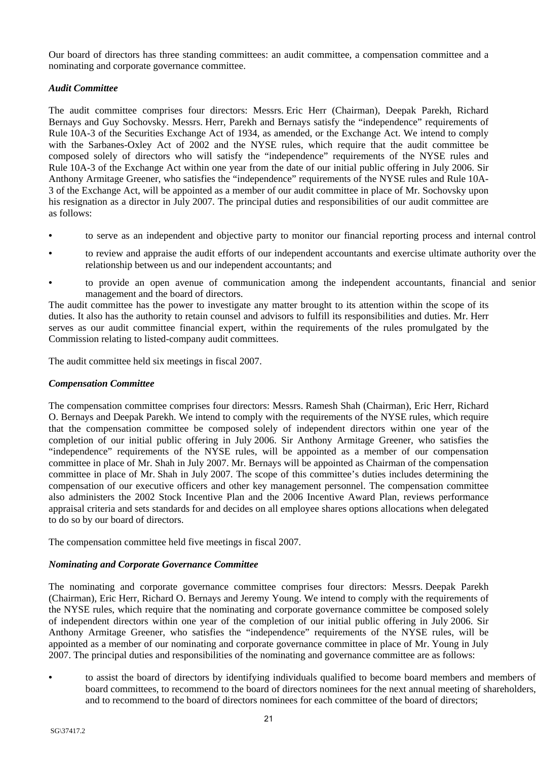Our board of directors has three standing committees: an audit committee, a compensation committee and a nominating and corporate governance committee.

***Audit Committee***

The audit committee comprises four directors: Messrs. Eric Herr (Chairman), Deepak Parekh, Richard Bernays and Guy Sochovsky. Messrs. Herr, Parekh and Bernays satisfy the "independence" requirements of Rule 10A-3 of the Securities Exchange Act of 1934, as amended, or the Exchange Act. We intend to comply with the Sarbanes-Oxley Act of 2002 and the NYSE rules, which require that the audit committee be composed solely of directors who will satisfy the "independence" requirements of the NYSE rules and Rule 10A-3 of the Exchange Act within one year from the date of our initial public offering in July 2006. Sir Anthony Armitage Greener, who satisfies the "independence" requirements of the NYSE rules and Rule 10A-3 of the Exchange Act, will be appointed as a member of our audit committee in place of Mr. Sochovsky upon his resignation as a director in July 2007. The principal duties and responsibilities of our audit committee are as follows:

- to serve as an independent and objective party to monitor our financial reporting process and internal control
- to review and appraise the audit efforts of our independent accountants and exercise ultimate authority over the relationship between us and our independent accountants; and
- to provide an open avenue of communication among the independent accountants, financial and senior management and the board of directors.

The audit committee has the power to investigate any matter brought to its attention within the scope of its duties. It also has the authority to retain counsel and advisors to fulfill its responsibilities and duties. Mr. Herr serves as our audit committee financial expert, within the requirements of the rules promulgated by the Commission relating to listed-company audit committees.

The audit committee held six meetings in fiscal 2007.

***Compensation Committee***

The compensation committee comprises four directors: Messrs. Ramesh Shah (Chairman), Eric Herr, Richard O. Bernays and Deepak Parekh. We intend to comply with the requirements of the NYSE rules, which require that the compensation committee be composed solely of independent directors within one year of the completion of our initial public offering in July 2006. Sir Anthony Armitage Greener, who satisfies the "independence" requirements of the NYSE rules, will be appointed as a member of our compensation committee in place of Mr. Shah in July 2007. Mr. Bernays will be appointed as Chairman of the compensation committee in place of Mr. Shah in July 2007. The scope of this committee's duties includes determining the compensation of our executive officers and other key management personnel. The compensation committee also administers the 2002 Stock Incentive Plan and the 2006 Incentive Award Plan, reviews performance appraisal criteria and sets standards for and decides on all employee shares options allocations when delegated to do so by our board of directors.

The compensation committee held five meetings in fiscal 2007.

***Nominating and Corporate Governance Committee***

The nominating and corporate governance committee comprises four directors: Messrs. Deepak Parekh (Chairman), Eric Herr, Richard O. Bernays and Jeremy Young. We intend to comply with the requirements of the NYSE rules, which require that the nominating and corporate governance committee be composed solely of independent directors within one year of the completion of our initial public offering in July 2006. Sir Anthony Armitage Greener, who satisfies the "independence" requirements of the NYSE rules, will be appointed as a member of our nominating and corporate governance committee in place of Mr. Young in July 2007. The principal duties and responsibilities of the nominating and governance committee are as follows:

- to assist the board of directors by identifying individuals qualified to become board members and members of board committees, to recommend to the board of directors nominees for the next annual meeting of shareholders, and to recommend to the board of directors nominees for each committee of the board of directors;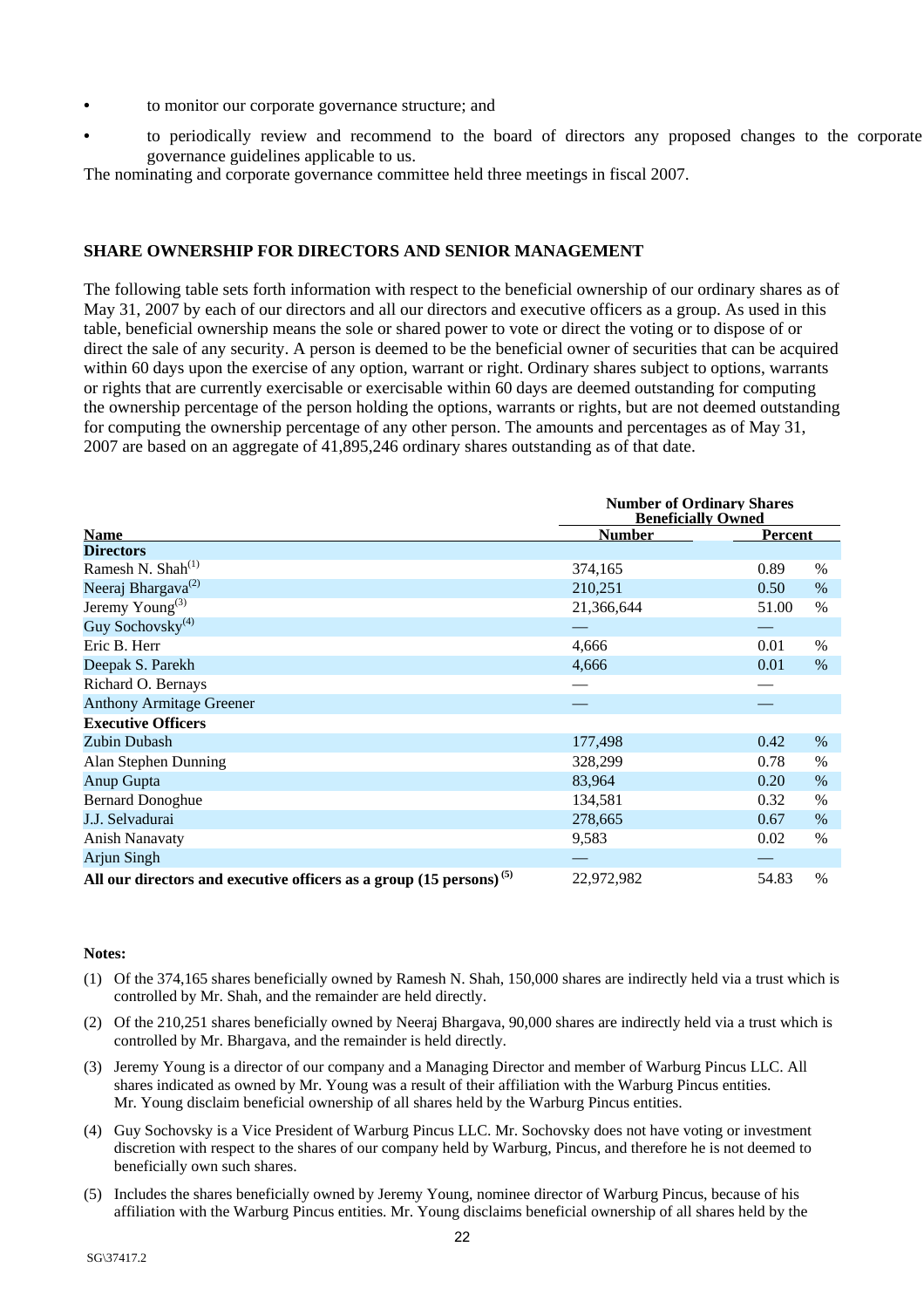- to monitor our corporate governance structure; and
- to periodically review and recommend to the board of directors any proposed changes to the corporate governance guidelines applicable to us.

The nominating and corporate governance committee held three meetings in fiscal 2007.

## SHARE OWNERSHIP FOR DIRECTORS AND SENIOR MANAGEMENT

The following table sets forth information with respect to the beneficial ownership of our ordinary shares as of May 31, 2007 by each of our directors and all our directors and executive officers as a group. As used in this table, beneficial ownership means the sole or shared power to vote or direct the voting or to dispose of or direct the sale of any security. A person is deemed to be the beneficial owner of securities that can be acquired within 60 days upon the exercise of any option, warrant or right. Ordinary shares subject to options, warrants or rights that are currently exercisable or exercisable within 60 days are deemed outstanding for computing the ownership percentage of the person holding the options, warrants or rights, but are not deemed outstanding for computing the ownership percentage of any other person. The amounts and percentages as of May 31, 2007 are based on an aggregate of 41,895,246 ordinary shares outstanding as of that date.

| Name | Number of Ordinary Shares Beneficially Owned | |
|---|---|---|
| | Number | Percent |
| **Directors** | | |
| Ramesh N. Shah[(1)] | 374,165 | 0.89 % |
| Neeraj Bhargava[(2)] | 210,251 | 0.50 % |
| Jeremy Young[(3)] | 21,366,644 | 51.00 % |
| Guy Sochovsky[(4)] | — | — |
| Eric B. Herr | 4,666 | 0.01 % |
| Deepak S. Parekh | 4,666 | 0.01 % |
| Richard O. Bernays | — | — |
| Anthony Armitage Greener | — | — |
| **Executive Officers** | | |
| Zubin Dubash | 177,498 | 0.42 % |
| Alan Stephen Dunning | 328,299 | 0.78 % |
| Anup Gupta | 83,964 | 0.20 % |
| Bernard Donoghue | 134,581 | 0.32 % |
| J.J. Selvadurai | 278,665 | 0.67 % |
| Anish Nanavaty | 9,583 | 0.02 % |
| Arjun Singh | — | — |
| **All our directors and executive officers as a group (15 persons)[(5)]** | 22,972,982 | 54.83 % |

**Notes:**

(1) Of the 374,165 shares beneficially owned by Ramesh N. Shah, 150,000 shares are indirectly held via a trust which is controlled by Mr. Shah, and the remainder are held directly.

(2) Of the 210,251 shares beneficially owned by Neeraj Bhargava, 90,000 shares are indirectly held via a trust which is controlled by Mr. Bhargava, and the remainder is held directly.

(3) Jeremy Young is a director of our company and a Managing Director and member of Warburg Pincus LLC. All shares indicated as owned by Mr. Young was a result of their affiliation with the Warburg Pincus entities. Mr. Young disclaim beneficial ownership of all shares held by the Warburg Pincus entities.

(4) Guy Sochovsky is a Vice President of Warburg Pincus LLC. Mr. Sochovsky does not have voting or investment discretion with respect to the shares of our company held by Warburg, Pincus, and therefore he is not deemed to beneficially own such shares.

(5) Includes the shares beneficially owned by Jeremy Young, nominee director of Warburg Pincus, because of his affiliation with the Warburg Pincus entities. Mr. Young disclaims beneficial ownership of all shares held by the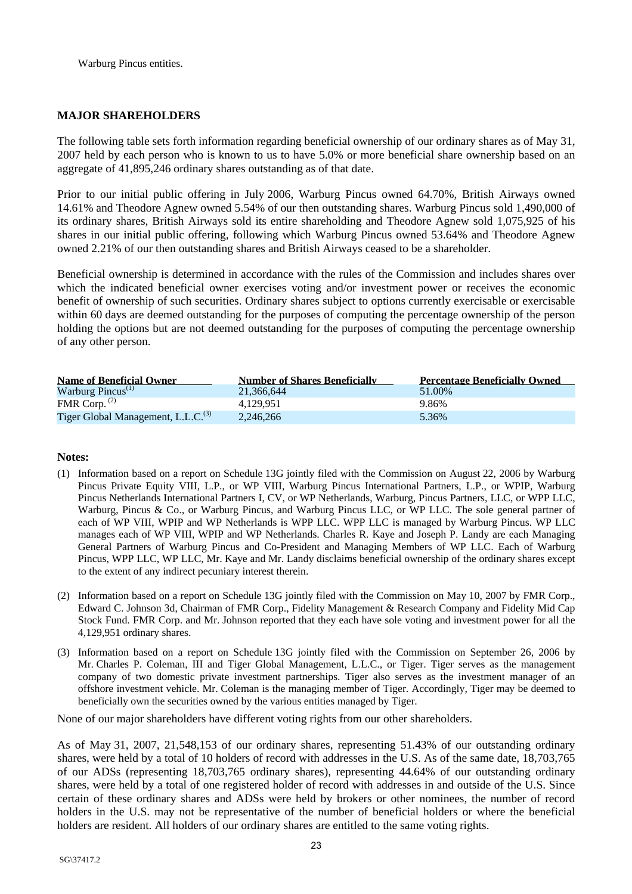Warburg Pincus entities.

## MAJOR SHAREHOLDERS

The following table sets forth information regarding beneficial ownership of our ordinary shares as of May 31, 2007 held by each person who is known to us to have 5.0% or more beneficial share ownership based on an aggregate of 41,895,246 ordinary shares outstanding as of that date.

Prior to our initial public offering in July 2006, Warburg Pincus owned 64.70%, British Airways owned 14.61% and Theodore Agnew owned 5.54% of our then outstanding shares. Warburg Pincus sold 1,490,000 of its ordinary shares, British Airways sold its entire shareholding and Theodore Agnew sold 1,075,925 of his shares in our initial public offering, following which Warburg Pincus owned 53.64% and Theodore Agnew owned 2.21% of our then outstanding shares and British Airways ceased to be a shareholder.

Beneficial ownership is determined in accordance with the rules of the Commission and includes shares over which the indicated beneficial owner exercises voting and/or investment power or receives the economic benefit of ownership of such securities. Ordinary shares subject to options currently exercisable or exercisable within 60 days are deemed outstanding for the purposes of computing the percentage ownership of the person holding the options but are not deemed outstanding for the purposes of computing the percentage ownership of any other person.

| Name of Beneficial Owner | Number of Shares Beneficially | Percentage Beneficially Owned |
|---|---|---|
| Warburg Pincus[(1)] | 21,366,644 | 51.00% |
| FMR Corp. [(2)] | 4,129,951 | 9.86% |
| Tiger Global Management, L.L.C.[(3)] | 2,246,266 | 5.36% |

**Notes:**

(1) Information based on a report on Schedule 13G jointly filed with the Commission on August 22, 2006 by Warburg Pincus Private Equity VIII, L.P., or WP VIII, Warburg Pincus International Partners, L.P., or WPIP, Warburg Pincus Netherlands International Partners I, CV, or WP Netherlands, Warburg, Pincus Partners, LLC, or WPP LLC, Warburg, Pincus & Co., or Warburg Pincus, and Warburg Pincus LLC, or WP LLC. The sole general partner of each of WP VIII, WPIP and WP Netherlands is WPP LLC. WPP LLC is managed by Warburg Pincus. WP LLC manages each of WP VIII, WPIP and WP Netherlands. Charles R. Kaye and Joseph P. Landy are each Managing General Partners of Warburg Pincus and Co-President and Managing Members of WP LLC. Each of Warburg Pincus, WPP LLC, WP LLC, Mr. Kaye and Mr. Landy disclaims beneficial ownership of the ordinary shares except to the extent of any indirect pecuniary interest therein.

(2) Information based on a report on Schedule 13G jointly filed with the Commission on May 10, 2007 by FMR Corp., Edward C. Johnson 3d, Chairman of FMR Corp., Fidelity Management & Research Company and Fidelity Mid Cap Stock Fund. FMR Corp. and Mr. Johnson reported that they each have sole voting and investment power for all the 4,129,951 ordinary shares.

(3) Information based on a report on Schedule 13G jointly filed with the Commission on September 26, 2006 by Mr. Charles P. Coleman, III and Tiger Global Management, L.L.C., or Tiger. Tiger serves as the management company of two domestic private investment partnerships. Tiger also serves as the investment manager of an offshore investment vehicle. Mr. Coleman is the managing member of Tiger. Accordingly, Tiger may be deemed to beneficially own the securities owned by the various entities managed by Tiger.

None of our major shareholders have different voting rights from our other shareholders.

As of May 31, 2007, 21,548,153 of our ordinary shares, representing 51.43% of our outstanding ordinary shares, were held by a total of 10 holders of record with addresses in the U.S. As of the same date, 18,703,765 of our ADSs (representing 18,703,765 ordinary shares), representing 44.64% of our outstanding ordinary shares, were held by a total of one registered holder of record with addresses in and outside of the U.S. Since certain of these ordinary shares and ADSs were held by brokers or other nominees, the number of record holders in the U.S. may not be representative of the number of beneficial holders or where the beneficial holders are resident. All holders of our ordinary shares are entitled to the same voting rights.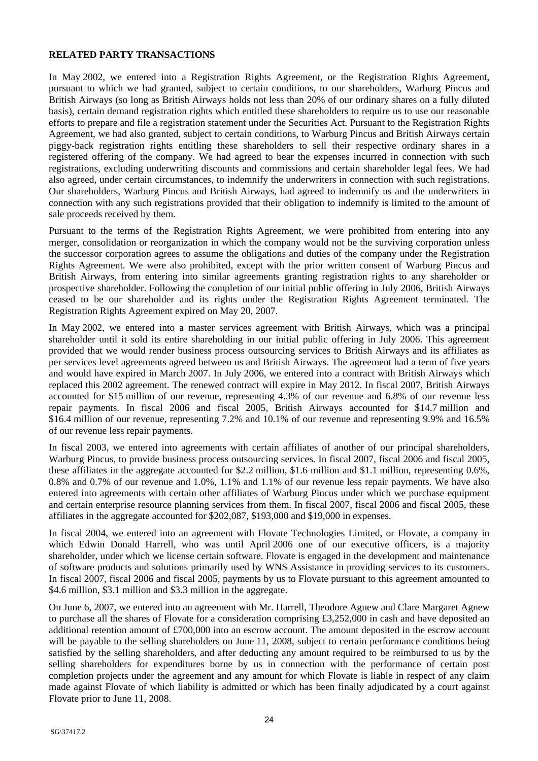## RELATED PARTY TRANSACTIONS

In May 2002, we entered into a Registration Rights Agreement, or the Registration Rights Agreement, pursuant to which we had granted, subject to certain conditions, to our shareholders, Warburg Pincus and British Airways (so long as British Airways holds not less than 20% of our ordinary shares on a fully diluted basis), certain demand registration rights which entitled these shareholders to require us to use our reasonable efforts to prepare and file a registration statement under the Securities Act. Pursuant to the Registration Rights Agreement, we had also granted, subject to certain conditions, to Warburg Pincus and British Airways certain piggy-back registration rights entitling these shareholders to sell their respective ordinary shares in a registered offering of the company. We had agreed to bear the expenses incurred in connection with such registrations, excluding underwriting discounts and commissions and certain shareholder legal fees. We had also agreed, under certain circumstances, to indemnify the underwriters in connection with such registrations. Our shareholders, Warburg Pincus and British Airways, had agreed to indemnify us and the underwriters in connection with any such registrations provided that their obligation to indemnify is limited to the amount of sale proceeds received by them.

Pursuant to the terms of the Registration Rights Agreement, we were prohibited from entering into any merger, consolidation or reorganization in which the company would not be the surviving corporation unless the successor corporation agrees to assume the obligations and duties of the company under the Registration Rights Agreement. We were also prohibited, except with the prior written consent of Warburg Pincus and British Airways, from entering into similar agreements granting registration rights to any shareholder or prospective shareholder. Following the completion of our initial public offering in July 2006, British Airways ceased to be our shareholder and its rights under the Registration Rights Agreement terminated. The Registration Rights Agreement expired on May 20, 2007.

In May 2002, we entered into a master services agreement with British Airways, which was a principal shareholder until it sold its entire shareholding in our initial public offering in July 2006. This agreement provided that we would render business process outsourcing services to British Airways and its affiliates as per services level agreements agreed between us and British Airways. The agreement had a term of five years and would have expired in March 2007. In July 2006, we entered into a contract with British Airways which replaced this 2002 agreement. The renewed contract will expire in May 2012. In fiscal 2007, British Airways accounted for $15 million of our revenue, representing 4.3% of our revenue and 6.8% of our revenue less repair payments. In fiscal 2006 and fiscal 2005, British Airways accounted for $14.7 million and $16.4 million of our revenue, representing 7.2% and 10.1% of our revenue and representing 9.9% and 16.5% of our revenue less repair payments.

In fiscal 2003, we entered into agreements with certain affiliates of another of our principal shareholders, Warburg Pincus, to provide business process outsourcing services. In fiscal 2007, fiscal 2006 and fiscal 2005, these affiliates in the aggregate accounted for $2.2 million, $1.6 million and $1.1 million, representing 0.6%, 0.8% and 0.7% of our revenue and 1.0%, 1.1% and 1.1% of our revenue less repair payments. We have also entered into agreements with certain other affiliates of Warburg Pincus under which we purchase equipment and certain enterprise resource planning services from them. In fiscal 2007, fiscal 2006 and fiscal 2005, these affiliates in the aggregate accounted for $202,087, $193,000 and $19,000 in expenses.

In fiscal 2004, we entered into an agreement with Flovate Technologies Limited, or Flovate, a company in which Edwin Donald Harrell, who was until April 2006 one of our executive officers, is a majority shareholder, under which we license certain software. Flovate is engaged in the development and maintenance of software products and solutions primarily used by WNS Assistance in providing services to its customers. In fiscal 2007, fiscal 2006 and fiscal 2005, payments by us to Flovate pursuant to this agreement amounted to $4.6 million, $3.1 million and $3.3 million in the aggregate.

On June 6, 2007, we entered into an agreement with Mr. Harrell, Theodore Agnew and Clare Margaret Agnew to purchase all the shares of Flovate for a consideration comprising £3,252,000 in cash and have deposited an additional retention amount of £700,000 into an escrow account. The amount deposited in the escrow account will be payable to the selling shareholders on June 11, 2008, subject to certain performance conditions being satisfied by the selling shareholders, and after deducting any amount required to be reimbursed to us by the selling shareholders for expenditures borne by us in connection with the performance of certain post completion projects under the agreement and any amount for which Flovate is liable in respect of any claim made against Flovate of which liability is admitted or which has been finally adjudicated by a court against Flovate prior to June 11, 2008.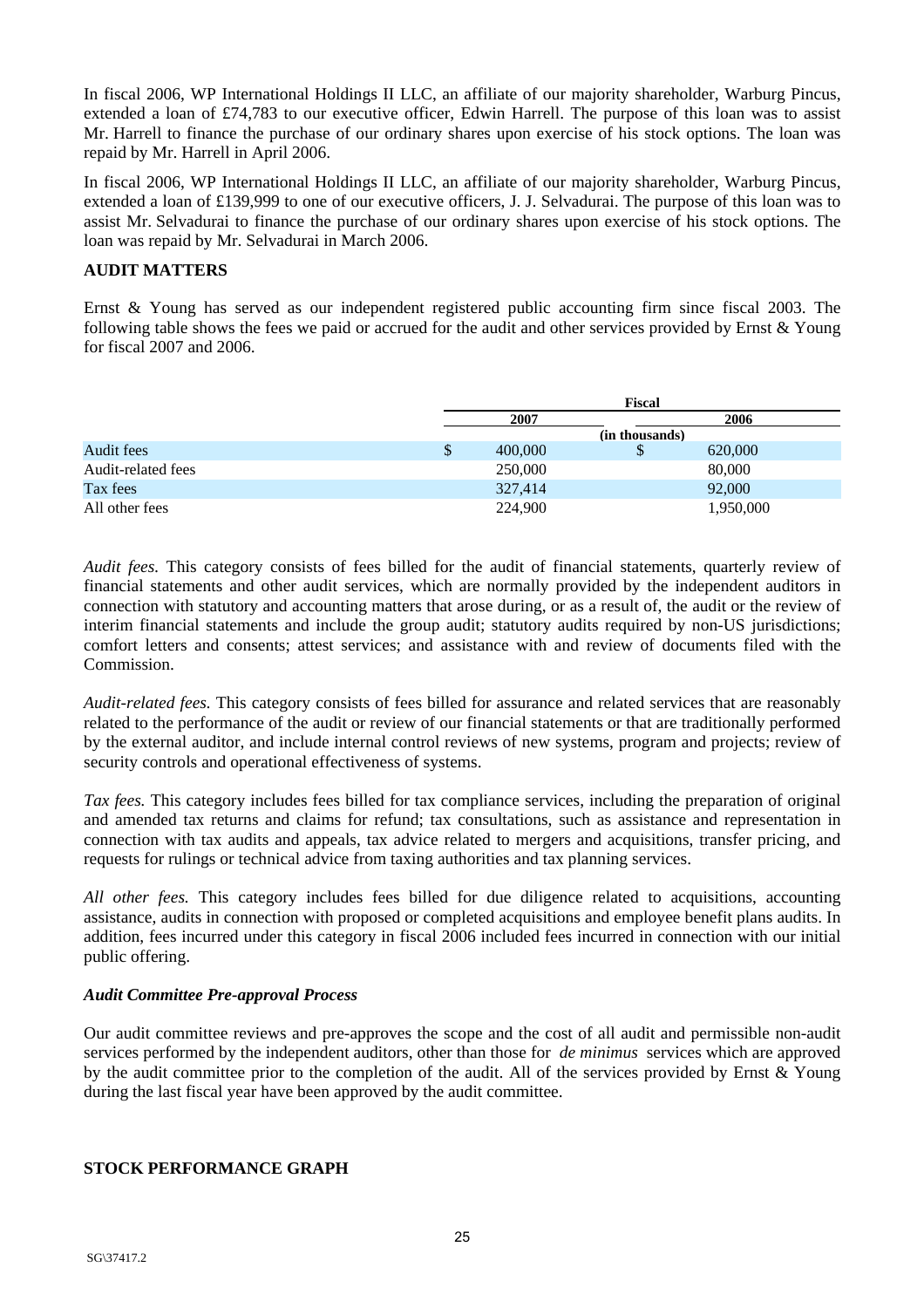In fiscal 2006, WP International Holdings II LLC, an affiliate of our majority shareholder, Warburg Pincus, extended a loan of £74,783 to our executive officer, Edwin Harrell. The purpose of this loan was to assist Mr. Harrell to finance the purchase of our ordinary shares upon exercise of his stock options. The loan was repaid by Mr. Harrell in April 2006.

In fiscal 2006, WP International Holdings II LLC, an affiliate of our majority shareholder, Warburg Pincus, extended a loan of £139,999 to one of our executive officers, J. J. Selvadurai. The purpose of this loan was to assist Mr. Selvadurai to finance the purchase of our ordinary shares upon exercise of his stock options. The loan was repaid by Mr. Selvadurai in March 2006.

## AUDIT MATTERS

Ernst & Young has served as our independent registered public accounting firm since fiscal 2003. The following table shows the fees we paid or accrued for the audit and other services provided by Ernst & Young for fiscal 2007 and 2006.

| | Fiscal | |
|---|---|---|
| | 2007 | 2006 |
| | (in thousands) | |
| Audit fees | $ 400,000 | $ 620,000 |
| Audit-related fees | 250,000 | 80,000 |
| Tax fees | 327,414 | 92,000 |
| All other fees | 224,900 | 1,950,000 |

*Audit fees.* This category consists of fees billed for the audit of financial statements, quarterly review of financial statements and other audit services, which are normally provided by the independent auditors in connection with statutory and accounting matters that arose during, or as a result of, the audit or the review of interim financial statements and include the group audit; statutory audits required by non-US jurisdictions; comfort letters and consents; attest services; and assistance with and review of documents filed with the Commission.

*Audit-related fees.* This category consists of fees billed for assurance and related services that are reasonably related to the performance of the audit or review of our financial statements or that are traditionally performed by the external auditor, and include internal control reviews of new systems, program and projects; review of security controls and operational effectiveness of systems.

*Tax fees.* This category includes fees billed for tax compliance services, including the preparation of original and amended tax returns and claims for refund; tax consultations, such as assistance and representation in connection with tax audits and appeals, tax advice related to mergers and acquisitions, transfer pricing, and requests for rulings or technical advice from taxing authorities and tax planning services.

*All other fees.* This category includes fees billed for due diligence related to acquisitions, accounting assistance, audits in connection with proposed or completed acquisitions and employee benefit plans audits. In addition, fees incurred under this category in fiscal 2006 included fees incurred in connection with our initial public offering.

### *Audit Committee Pre-approval Process*

Our audit committee reviews and pre-approves the scope and the cost of all audit and permissible non-audit services performed by the independent auditors, other than those for *de minimus* services which are approved by the audit committee prior to the completion of the audit. All of the services provided by Ernst & Young during the last fiscal year have been approved by the audit committee.

## STOCK PERFORMANCE GRAPH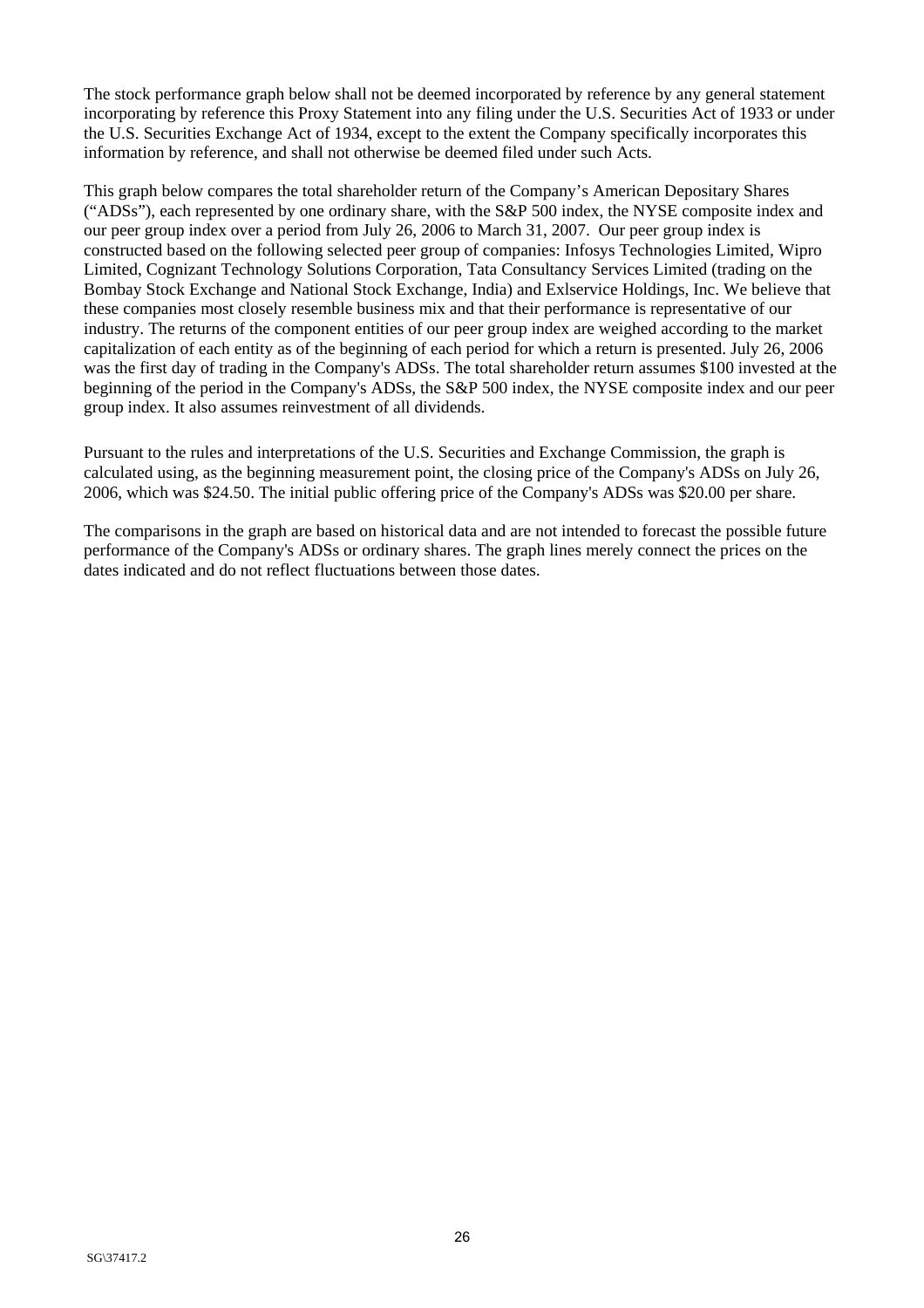The stock performance graph below shall not be deemed incorporated by reference by any general statement incorporating by reference this Proxy Statement into any filing under the U.S. Securities Act of 1933 or under the U.S. Securities Exchange Act of 1934, except to the extent the Company specifically incorporates this information by reference, and shall not otherwise be deemed filed under such Acts.

This graph below compares the total shareholder return of the Company's American Depositary Shares ("ADSs"), each represented by one ordinary share, with the S&P 500 index, the NYSE composite index and our peer group index over a period from July 26, 2006 to March 31, 2007. Our peer group index is constructed based on the following selected peer group of companies: Infosys Technologies Limited, Wipro Limited, Cognizant Technology Solutions Corporation, Tata Consultancy Services Limited (trading on the Bombay Stock Exchange and National Stock Exchange, India) and Exlservice Holdings, Inc. We believe that these companies most closely resemble business mix and that their performance is representative of our industry. The returns of the component entities of our peer group index are weighed according to the market capitalization of each entity as of the beginning of each period for which a return is presented. July 26, 2006 was the first day of trading in the Company's ADSs. The total shareholder return assumes $100 invested at the beginning of the period in the Company's ADSs, the S&P 500 index, the NYSE composite index and our peer group index. It also assumes reinvestment of all dividends.

Pursuant to the rules and interpretations of the U.S. Securities and Exchange Commission, the graph is calculated using, as the beginning measurement point, the closing price of the Company's ADSs on July 26, 2006, which was $24.50. The initial public offering price of the Company's ADSs was $20.00 per share.

The comparisons in the graph are based on historical data and are not intended to forecast the possible future performance of the Company's ADSs or ordinary shares. The graph lines merely connect the prices on the dates indicated and do not reflect fluctuations between those dates.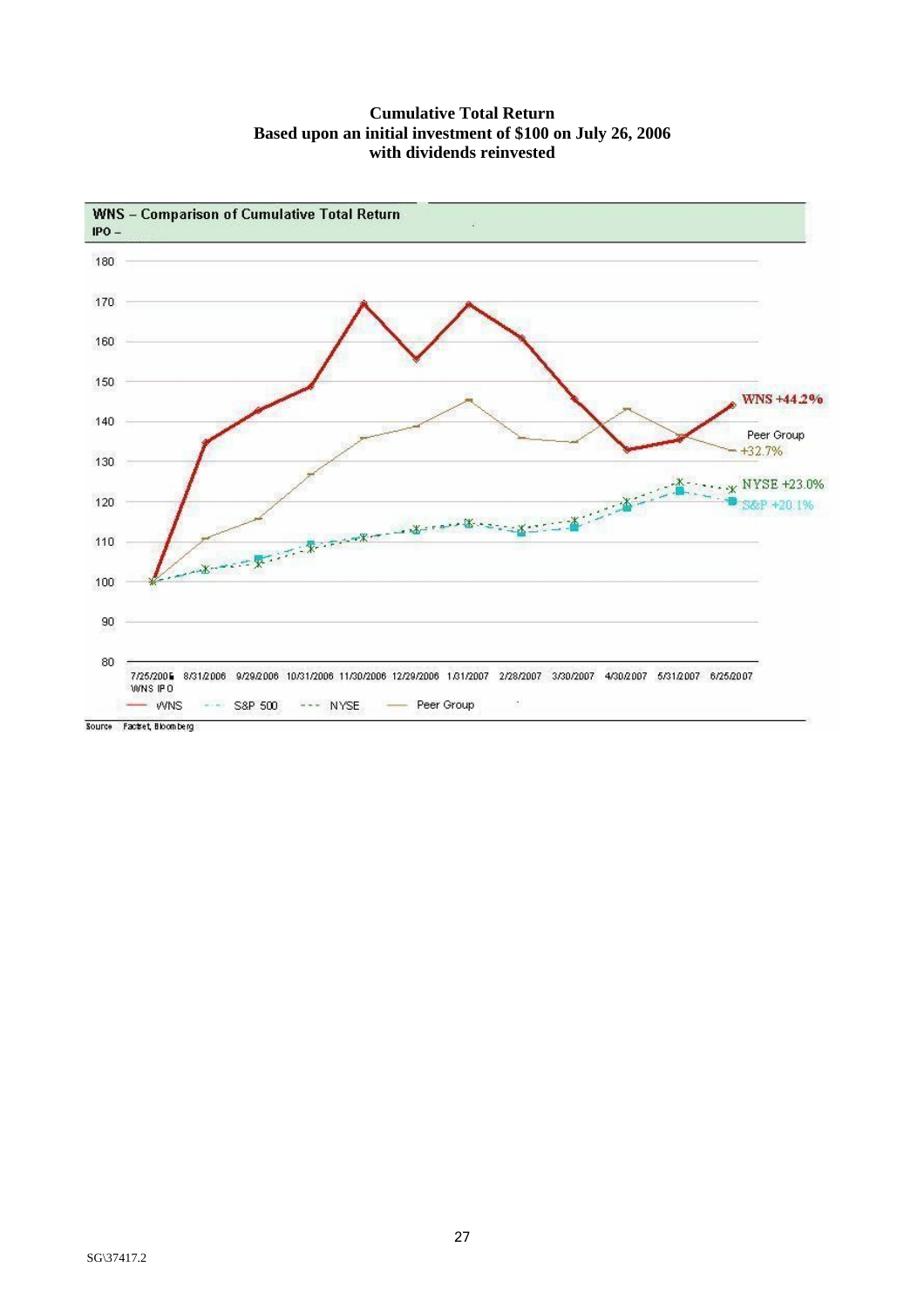**Cumulative Total Return**
**Based upon an initial investment of $100 on July 26, 2006**
**with dividends reinvested**

**WNS – Comparison of Cumulative Total Return**
**IPO –**

WNS +44.2%

Peer Group +32.7%

NYSE +23.0%

S&P +20.1%

7/25/2006 WNS IPO | 8/31/2006 | 9/29/2006 | 10/31/2006 | 11/30/2006 | 12/29/2006 | 1/31/2007 | 2/28/2007 | 3/30/2007 | 4/30/2007 | 5/31/2007 | 6/25/2007

WNS — S&P 500 — NYSE — Peer Group

Source: Factset, Bloomberg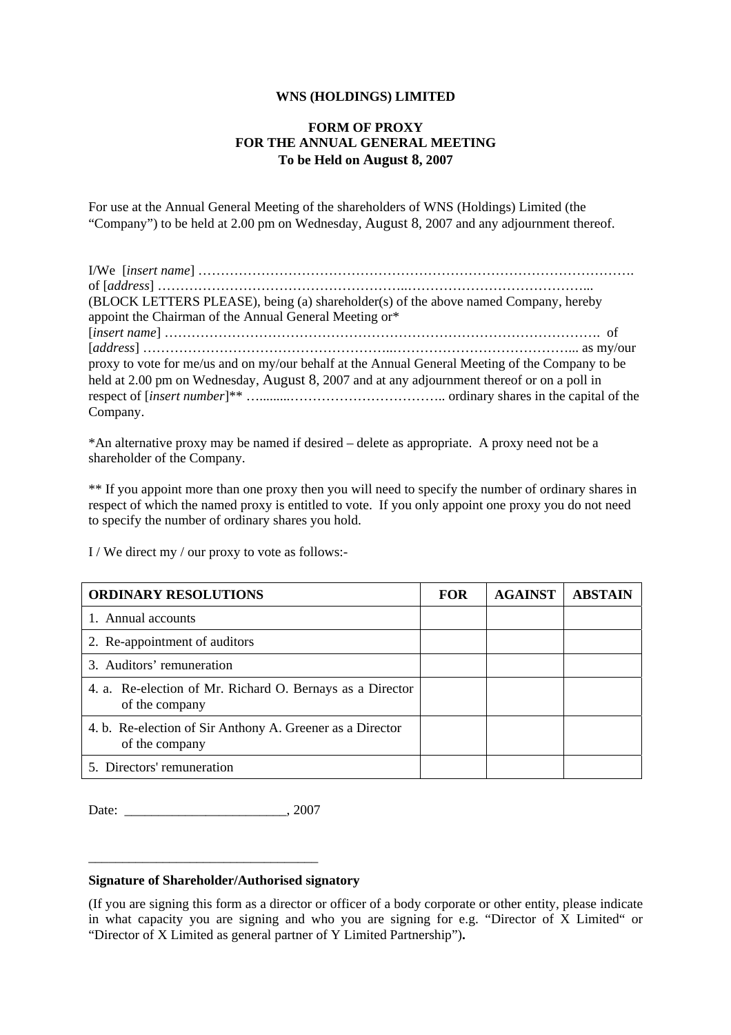**WNS (HOLDINGS) LIMITED**

**FORM OF PROXY**
**FOR THE ANNUAL GENERAL MEETING**
**To be Held on August 8, 2007**

For use at the Annual General Meeting of the shareholders of WNS (Holdings) Limited (the "Company") to be held at 2.00 pm on Wednesday, August 8, 2007 and any adjournment thereof.

I/We [*insert name*] …………………………………………………………………………………….
of [*address*] ……………………………………………..…………………………………...
(BLOCK LETTERS PLEASE), being (a) shareholder(s) of the above named Company, hereby appoint the Chairman of the Annual General Meeting or*
[*insert name*] ………………………………………………………………………………………. of
[*address*] ……………………………………………..…………………………………... as my/our proxy to vote for me/us and on my/our behalf at the Annual General Meeting of the Company to be held at 2.00 pm on Wednesday, August 8, 2007 and at any adjournment thereof or on a poll in respect of [*insert number*]** ….........…………………………….. ordinary shares in the capital of the Company.

*An alternative proxy may be named if desired – delete as appropriate. A proxy need not be a shareholder of the Company.

** If you appoint more than one proxy then you will need to specify the number of ordinary shares in respect of which the named proxy is entitled to vote. If you only appoint one proxy you do not need to specify the number of ordinary shares you hold.

I / We direct my / our proxy to vote as follows:-

| ORDINARY RESOLUTIONS | FOR | AGAINST | ABSTAIN |
|---|---|---|---|
| 1. Annual accounts | | | |
| 2. Re-appointment of auditors | | | |
| 3. Auditors' remuneration | | | |
| 4. a. Re-election of Mr. Richard O. Bernays as a Director of the company | | | |
| 4. b. Re-election of Sir Anthony A. Greener as a Director of the company | | | |
| 5. Directors' remuneration | | | |

Date: ________________________, 2007

__________________________________

**Signature of Shareholder/Authorised signatory**

(If you are signing this form as a director or officer of a body corporate or other entity, please indicate in what capacity you are signing and who you are signing for e.g. "Director of X Limited" or "Director of X Limited as general partner of Y Limited Partnership")**.**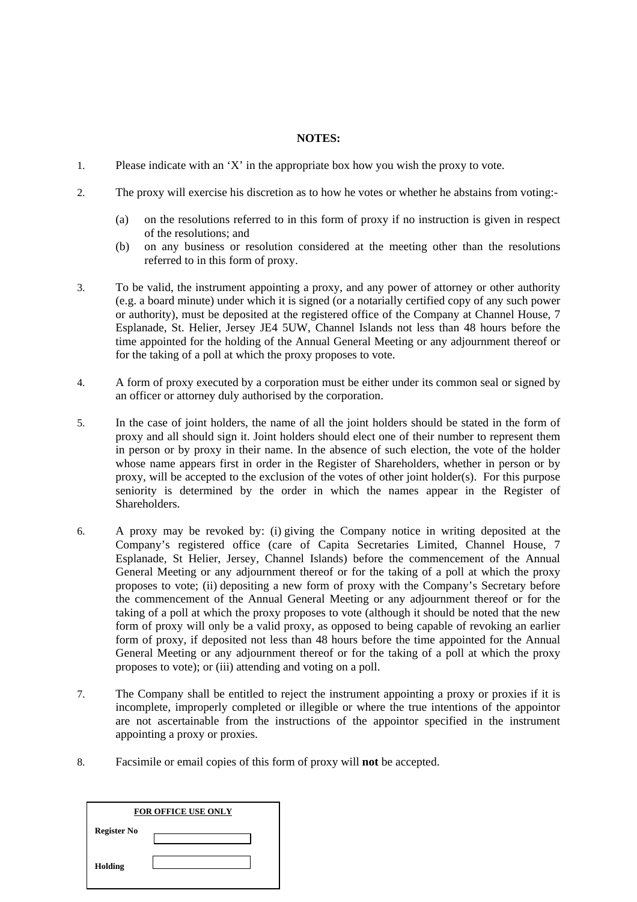**NOTES:**

1. Please indicate with an 'X' in the appropriate box how you wish the proxy to vote.

2. The proxy will exercise his discretion as to how he votes or whether he abstains from voting:-

   (a) on the resolutions referred to in this form of proxy if no instruction is given in respect of the resolutions; and
   (b) on any business or resolution considered at the meeting other than the resolutions referred to in this form of proxy.

3. To be valid, the instrument appointing a proxy, and any power of attorney or other authority (e.g. a board minute) under which it is signed (or a notarially certified copy of any such power or authority), must be deposited at the registered office of the Company at Channel House, 7 Esplanade, St. Helier, Jersey JE4 5UW, Channel Islands not less than 48 hours before the time appointed for the holding of the Annual General Meeting or any adjournment thereof or for the taking of a poll at which the proxy proposes to vote.

4. A form of proxy executed by a corporation must be either under its common seal or signed by an officer or attorney duly authorised by the corporation.

5. In the case of joint holders, the name of all the joint holders should be stated in the form of proxy and all should sign it. Joint holders should elect one of their number to represent them in person or by proxy in their name. In the absence of such election, the vote of the holder whose name appears first in order in the Register of Shareholders, whether in person or by proxy, will be accepted to the exclusion of the votes of other joint holder(s). For this purpose seniority is determined by the order in which the names appear in the Register of Shareholders.

6. A proxy may be revoked by: (i) giving the Company notice in writing deposited at the Company's registered office (care of Capita Secretaries Limited, Channel House, 7 Esplanade, St Helier, Jersey, Channel Islands) before the commencement of the Annual General Meeting or any adjournment thereof or for the taking of a poll at which the proxy proposes to vote; (ii) depositing a new form of proxy with the Company's Secretary before the commencement of the Annual General Meeting or any adjournment thereof or for the taking of a poll at which the proxy proposes to vote (although it should be noted that the new form of proxy will only be a valid proxy, as opposed to being capable of revoking an earlier form of proxy, if deposited not less than 48 hours before the time appointed for the Annual General Meeting or any adjournment thereof or for the taking of a poll at which the proxy proposes to vote); or (iii) attending and voting on a poll.

7. The Company shall be entitled to reject the instrument appointing a proxy or proxies if it is incomplete, improperly completed or illegible or where the true intentions of the appointor are not ascertainable from the instructions of the appointor specified in the instrument appointing a proxy or proxies.

8. Facsimile or email copies of this form of proxy will **not** be accepted.

**FOR OFFICE USE ONLY**

**Register No**

**Holding**